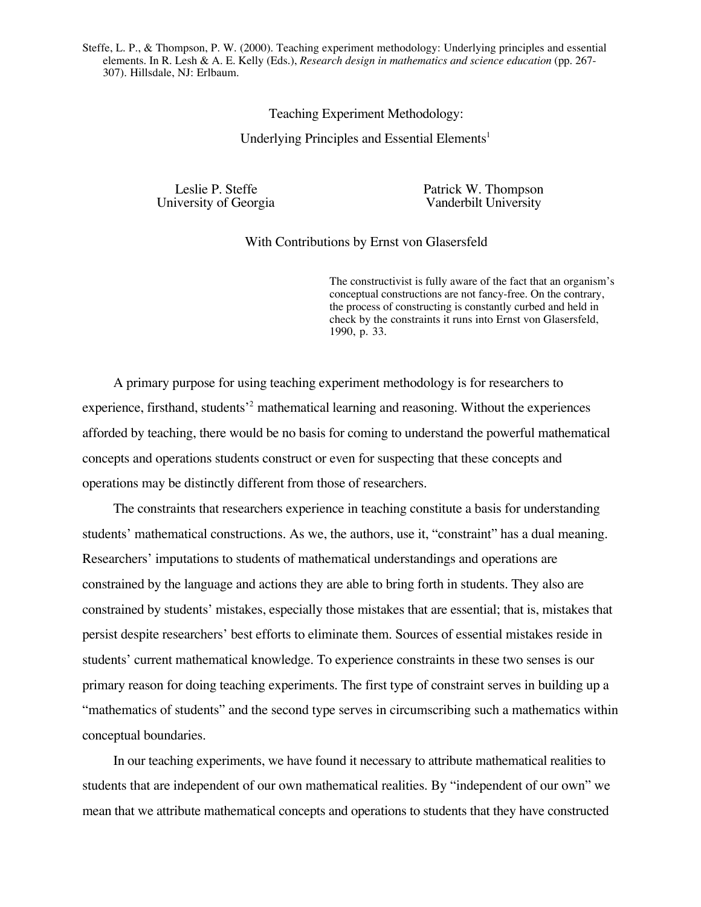Steffe, L. P., & Thompson, P. W. (2000). Teaching experiment methodology: Underlying principles and essential elements. In R. Lesh & A. E. Kelly (Eds.), *Research design in mathematics and science education* (pp. 267-307). Hillsdale, NJ: Erlbaum.

# Teaching Experiment Methodology: Underlying Principles and Essential Elements[1]

Leslie P. Steffe
University of Georgia

Patrick W. Thompson
Vanderbilt University

With Contributions by Ernst von Glasersfeld

> The constructivist is fully aware of the fact that an organism's conceptual constructions are not fancy-free. On the contrary, the process of constructing is constantly curbed and held in check by the constraints it runs into Ernst von Glasersfeld, 1990, p. 33.

A primary purpose for using teaching experiment methodology is for researchers to experience, firsthand, students'[2] mathematical learning and reasoning. Without the experiences afforded by teaching, there would be no basis for coming to understand the powerful mathematical concepts and operations students construct or even for suspecting that these concepts and operations may be distinctly different from those of researchers.

The constraints that researchers experience in teaching constitute a basis for understanding students' mathematical constructions. As we, the authors, use it, "constraint" has a dual meaning. Researchers' imputations to students of mathematical understandings and operations are constrained by the language and actions they are able to bring forth in students. They also are constrained by students' mistakes, especially those mistakes that are essential; that is, mistakes that persist despite researchers' best efforts to eliminate them. Sources of essential mistakes reside in students' current mathematical knowledge. To experience constraints in these two senses is our primary reason for doing teaching experiments. The first type of constraint serves in building up a "mathematics of students" and the second type serves in circumscribing such a mathematics within conceptual boundaries.

In our teaching experiments, we have found it necessary to attribute mathematical realities to students that are independent of our own mathematical realities. By "independent of our own" we mean that we attribute mathematical concepts and operations to students that they have constructed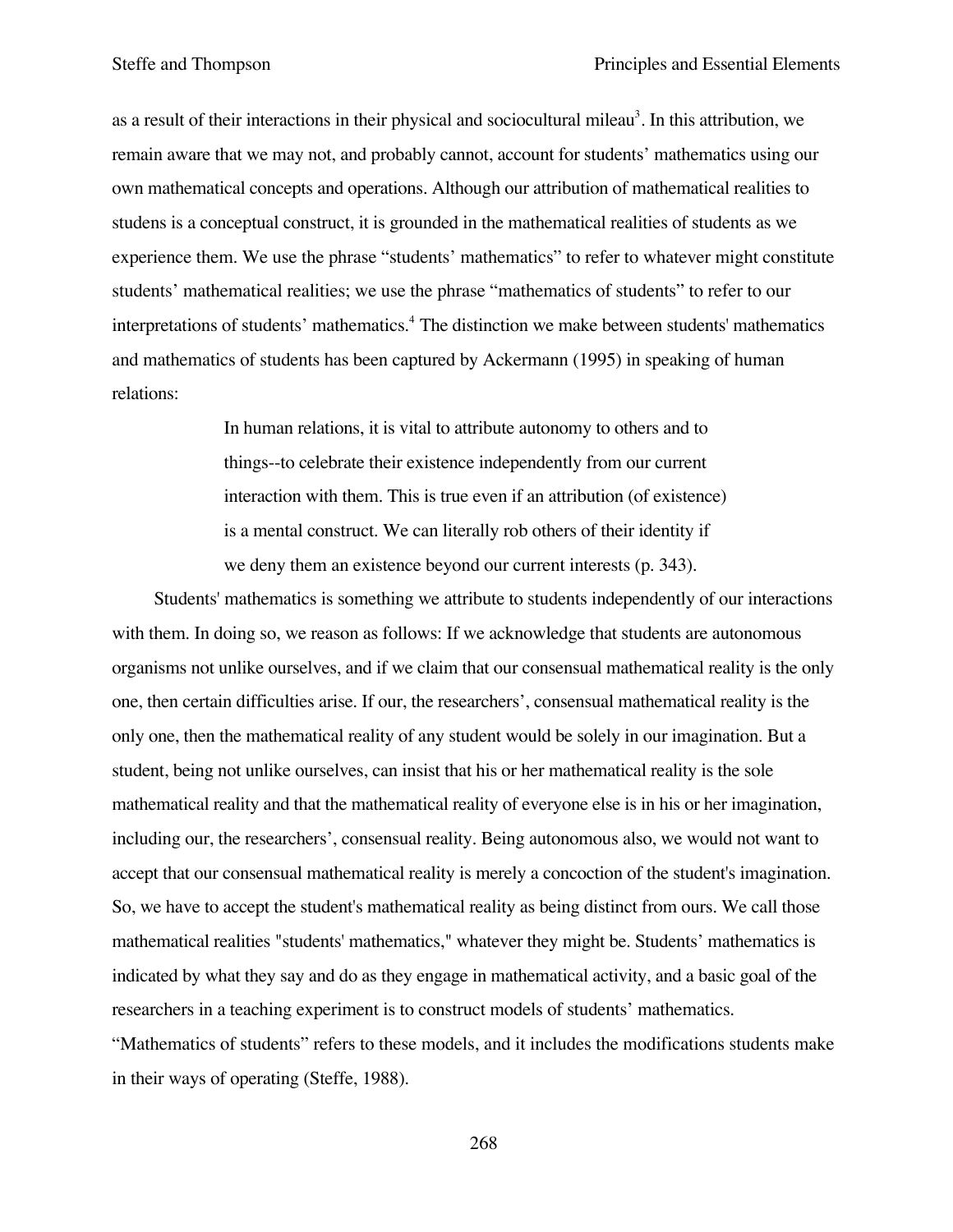as a result of their interactions in their physical and sociocultural mileau[3]. In this attribution, we remain aware that we may not, and probably cannot, account for students' mathematics using our own mathematical concepts and operations. Although our attribution of mathematical realities to studens is a conceptual construct, it is grounded in the mathematical realities of students as we experience them. We use the phrase "students' mathematics" to refer to whatever might constitute students' mathematical realities; we use the phrase "mathematics of students" to refer to our interpretations of students' mathematics.[4] The distinction we make between students' mathematics and mathematics of students has been captured by Ackermann (1995) in speaking of human relations:

> In human relations, it is vital to attribute autonomy to others and to things--to celebrate their existence independently from our current interaction with them. This is true even if an attribution (of existence) is a mental construct. We can literally rob others of their identity if we deny them an existence beyond our current interests (p. 343).

Students' mathematics is something we attribute to students independently of our interactions with them. In doing so, we reason as follows: If we acknowledge that students are autonomous organisms not unlike ourselves, and if we claim that our consensual mathematical reality is the only one, then certain difficulties arise. If our, the researchers', consensual mathematical reality is the only one, then the mathematical reality of any student would be solely in our imagination. But a student, being not unlike ourselves, can insist that his or her mathematical reality is the sole mathematical reality and that the mathematical reality of everyone else is in his or her imagination, including our, the researchers', consensual reality. Being autonomous also, we would not want to accept that our consensual mathematical reality is merely a concoction of the student's imagination. So, we have to accept the student's mathematical reality as being distinct from ours. We call those mathematical realities "students' mathematics," whatever they might be. Students' mathematics is indicated by what they say and do as they engage in mathematical activity, and a basic goal of the researchers in a teaching experiment is to construct models of students' mathematics. "Mathematics of students" refers to these models, and it includes the modifications students make in their ways of operating (Steffe, 1988).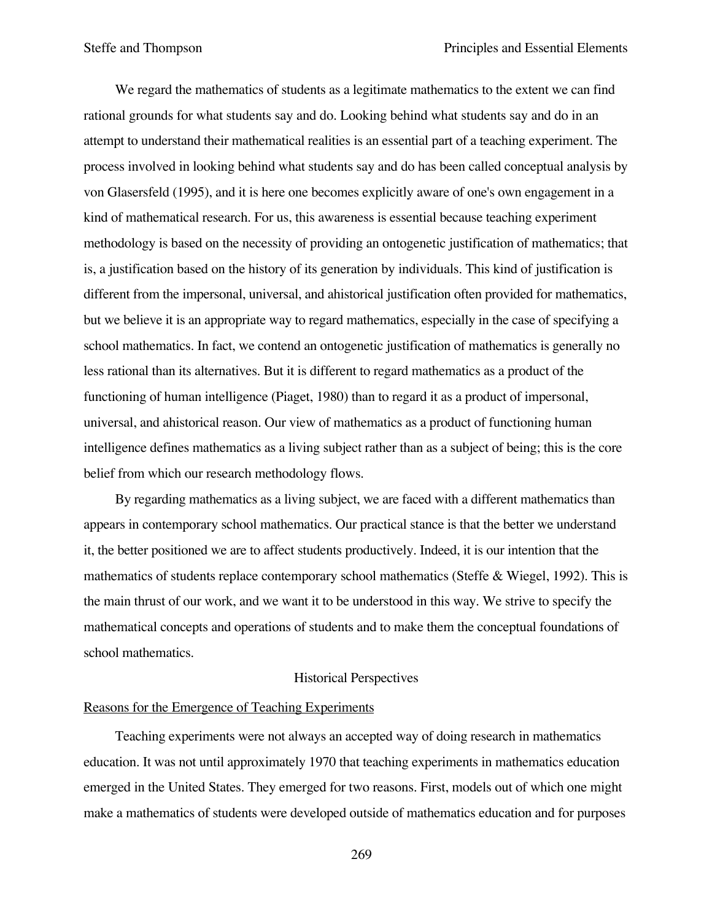We regard the mathematics of students as a legitimate mathematics to the extent we can find rational grounds for what students say and do. Looking behind what students say and do in an attempt to understand their mathematical realities is an essential part of a teaching experiment. The process involved in looking behind what students say and do has been called conceptual analysis by von Glasersfeld (1995), and it is here one becomes explicitly aware of one's own engagement in a kind of mathematical research. For us, this awareness is essential because teaching experiment methodology is based on the necessity of providing an ontogenetic justification of mathematics; that is, a justification based on the history of its generation by individuals. This kind of justification is different from the impersonal, universal, and ahistorical justification often provided for mathematics, but we believe it is an appropriate way to regard mathematics, especially in the case of specifying a school mathematics. In fact, we contend an ontogenetic justification of mathematics is generally no less rational than its alternatives. But it is different to regard mathematics as a product of the functioning of human intelligence (Piaget, 1980) than to regard it as a product of impersonal, universal, and ahistorical reason. Our view of mathematics as a product of functioning human intelligence defines mathematics as a living subject rather than as a subject of being; this is the core belief from which our research methodology flows.

By regarding mathematics as a living subject, we are faced with a different mathematics than appears in contemporary school mathematics. Our practical stance is that the better we understand it, the better positioned we are to affect students productively. Indeed, it is our intention that the mathematics of students replace contemporary school mathematics (Steffe & Wiegel, 1992). This is the main thrust of our work, and we want it to be understood in this way. We strive to specify the mathematical concepts and operations of students and to make them the conceptual foundations of school mathematics.

## Historical Perspectives

### Reasons for the Emergence of Teaching Experiments

Teaching experiments were not always an accepted way of doing research in mathematics education. It was not until approximately 1970 that teaching experiments in mathematics education emerged in the United States. They emerged for two reasons. First, models out of which one might make a mathematics of students were developed outside of mathematics education and for purposes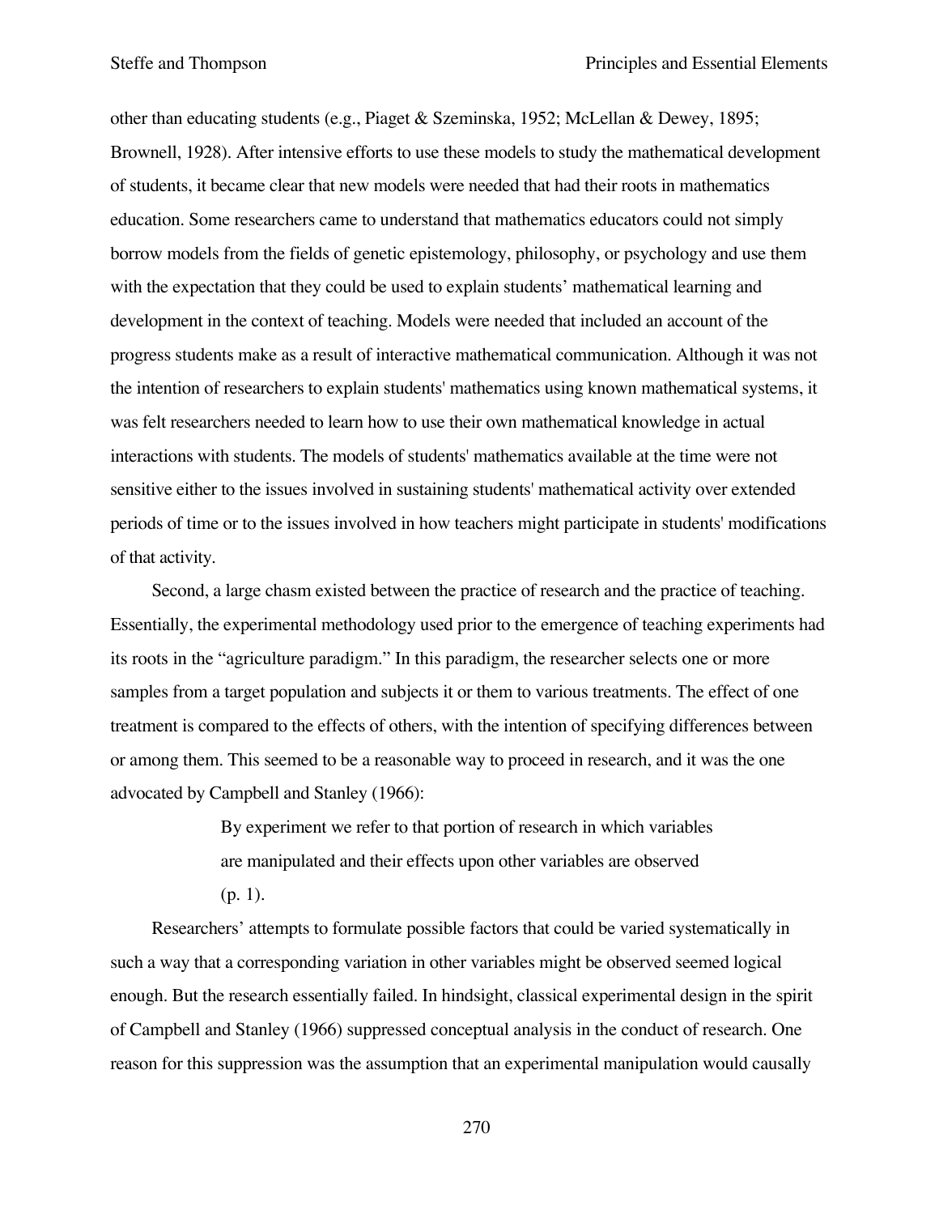other than educating students (e.g., Piaget & Szeminska, 1952; McLellan & Dewey, 1895; Brownell, 1928). After intensive efforts to use these models to study the mathematical development of students, it became clear that new models were needed that had their roots in mathematics education. Some researchers came to understand that mathematics educators could not simply borrow models from the fields of genetic epistemology, philosophy, or psychology and use them with the expectation that they could be used to explain students' mathematical learning and development in the context of teaching. Models were needed that included an account of the progress students make as a result of interactive mathematical communication. Although it was not the intention of researchers to explain students' mathematics using known mathematical systems, it was felt researchers needed to learn how to use their own mathematical knowledge in actual interactions with students. The models of students' mathematics available at the time were not sensitive either to the issues involved in sustaining students' mathematical activity over extended periods of time or to the issues involved in how teachers might participate in students' modifications of that activity.

Second, a large chasm existed between the practice of research and the practice of teaching. Essentially, the experimental methodology used prior to the emergence of teaching experiments had its roots in the "agriculture paradigm." In this paradigm, the researcher selects one or more samples from a target population and subjects it or them to various treatments. The effect of one treatment is compared to the effects of others, with the intention of specifying differences between or among them. This seemed to be a reasonable way to proceed in research, and it was the one advocated by Campbell and Stanley (1966):

> By experiment we refer to that portion of research in which variables are manipulated and their effects upon other variables are observed (p. 1).

Researchers' attempts to formulate possible factors that could be varied systematically in such a way that a corresponding variation in other variables might be observed seemed logical enough. But the research essentially failed. In hindsight, classical experimental design in the spirit of Campbell and Stanley (1966) suppressed conceptual analysis in the conduct of research. One reason for this suppression was the assumption that an experimental manipulation would causally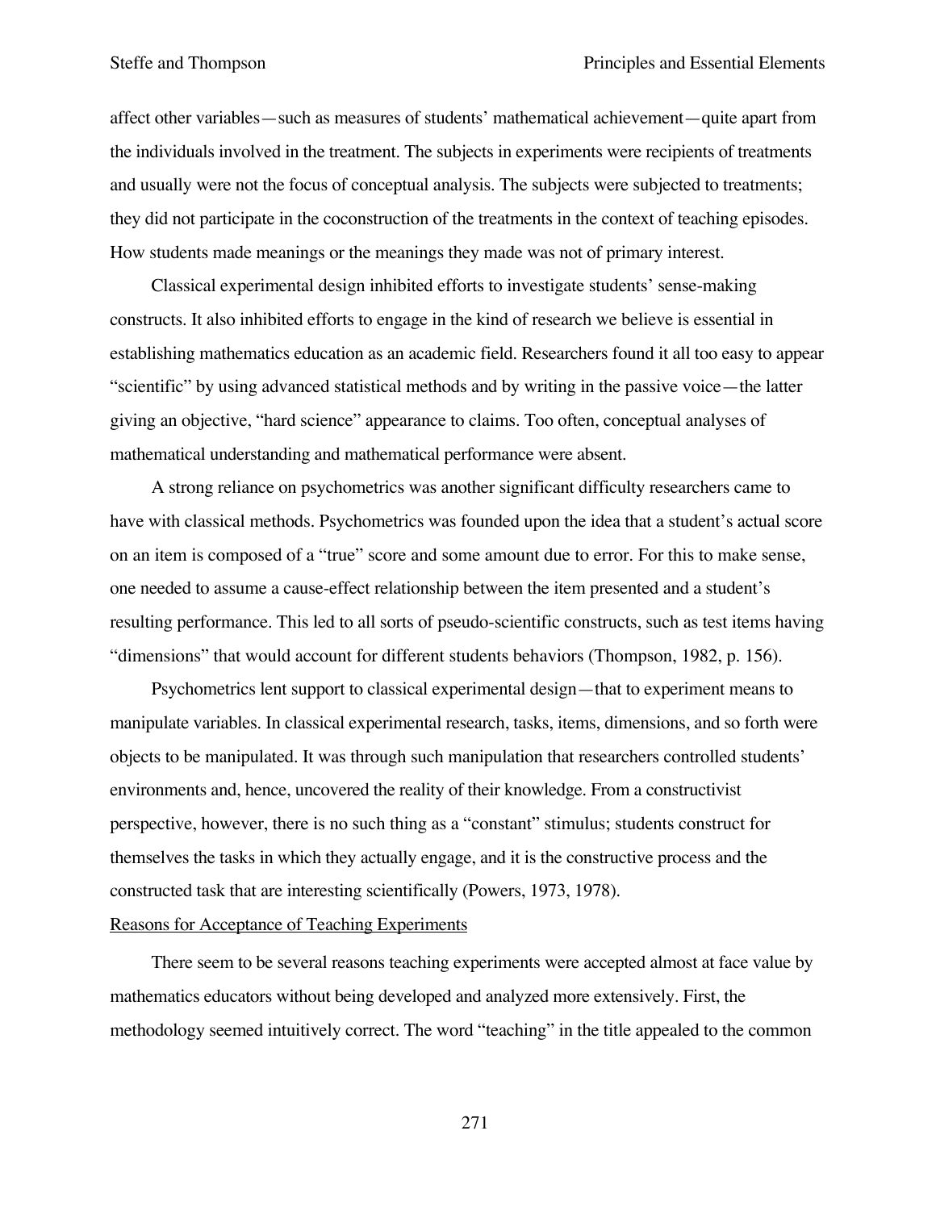affect other variables—such as measures of students' mathematical achievement—quite apart from the individuals involved in the treatment. The subjects in experiments were recipients of treatments and usually were not the focus of conceptual analysis. The subjects were subjected to treatments; they did not participate in the coconstruction of the treatments in the context of teaching episodes. How students made meanings or the meanings they made was not of primary interest.

Classical experimental design inhibited efforts to investigate students' sense-making constructs. It also inhibited efforts to engage in the kind of research we believe is essential in establishing mathematics education as an academic field. Researchers found it all too easy to appear "scientific" by using advanced statistical methods and by writing in the passive voice—the latter giving an objective, "hard science" appearance to claims. Too often, conceptual analyses of mathematical understanding and mathematical performance were absent.

A strong reliance on psychometrics was another significant difficulty researchers came to have with classical methods. Psychometrics was founded upon the idea that a student's actual score on an item is composed of a "true" score and some amount due to error. For this to make sense, one needed to assume a cause-effect relationship between the item presented and a student's resulting performance. This led to all sorts of pseudo-scientific constructs, such as test items having "dimensions" that would account for different students behaviors (Thompson, 1982, p. 156).

Psychometrics lent support to classical experimental design—that to experiment means to manipulate variables. In classical experimental research, tasks, items, dimensions, and so forth were objects to be manipulated. It was through such manipulation that researchers controlled students' environments and, hence, uncovered the reality of their knowledge. From a constructivist perspective, however, there is no such thing as a "constant" stimulus; students construct for themselves the tasks in which they actually engage, and it is the constructive process and the constructed task that are interesting scientifically (Powers, 1973, 1978).

### Reasons for Acceptance of Teaching Experiments

There seem to be several reasons teaching experiments were accepted almost at face value by mathematics educators without being developed and analyzed more extensively. First, the methodology seemed intuitively correct. The word "teaching" in the title appealed to the common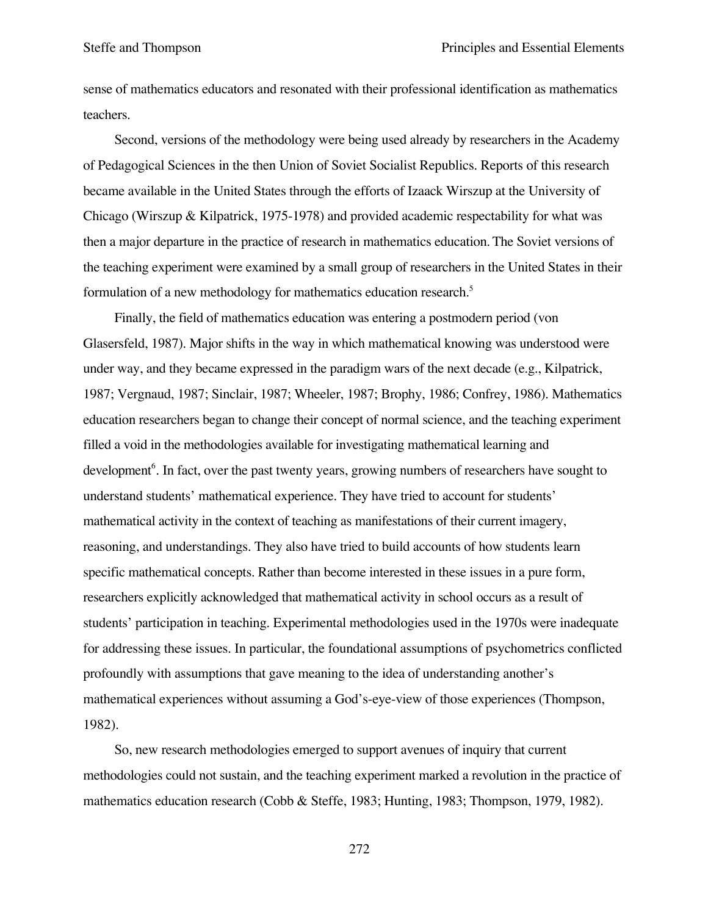sense of mathematics educators and resonated with their professional identification as mathematics teachers.

Second, versions of the methodology were being used already by researchers in the Academy of Pedagogical Sciences in the then Union of Soviet Socialist Republics. Reports of this research became available in the United States through the efforts of Izaack Wirszup at the University of Chicago (Wirszup & Kilpatrick, 1975-1978) and provided academic respectability for what was then a major departure in the practice of research in mathematics education. The Soviet versions of the teaching experiment were examined by a small group of researchers in the United States in their formulation of a new methodology for mathematics education research.[5]

Finally, the field of mathematics education was entering a postmodern period (von Glasersfeld, 1987). Major shifts in the way in which mathematical knowing was understood were under way, and they became expressed in the paradigm wars of the next decade (e.g., Kilpatrick, 1987; Vergnaud, 1987; Sinclair, 1987; Wheeler, 1987; Brophy, 1986; Confrey, 1986). Mathematics education researchers began to change their concept of normal science, and the teaching experiment filled a void in the methodologies available for investigating mathematical learning and development[6]. In fact, over the past twenty years, growing numbers of researchers have sought to understand students' mathematical experience. They have tried to account for students' mathematical activity in the context of teaching as manifestations of their current imagery, reasoning, and understandings. They also have tried to build accounts of how students learn specific mathematical concepts. Rather than become interested in these issues in a pure form, researchers explicitly acknowledged that mathematical activity in school occurs as a result of students' participation in teaching. Experimental methodologies used in the 1970s were inadequate for addressing these issues. In particular, the foundational assumptions of psychometrics conflicted profoundly with assumptions that gave meaning to the idea of understanding another's mathematical experiences without assuming a God's-eye-view of those experiences (Thompson, 1982).

So, new research methodologies emerged to support avenues of inquiry that current methodologies could not sustain, and the teaching experiment marked a revolution in the practice of mathematics education research (Cobb & Steffe, 1983; Hunting, 1983; Thompson, 1979, 1982).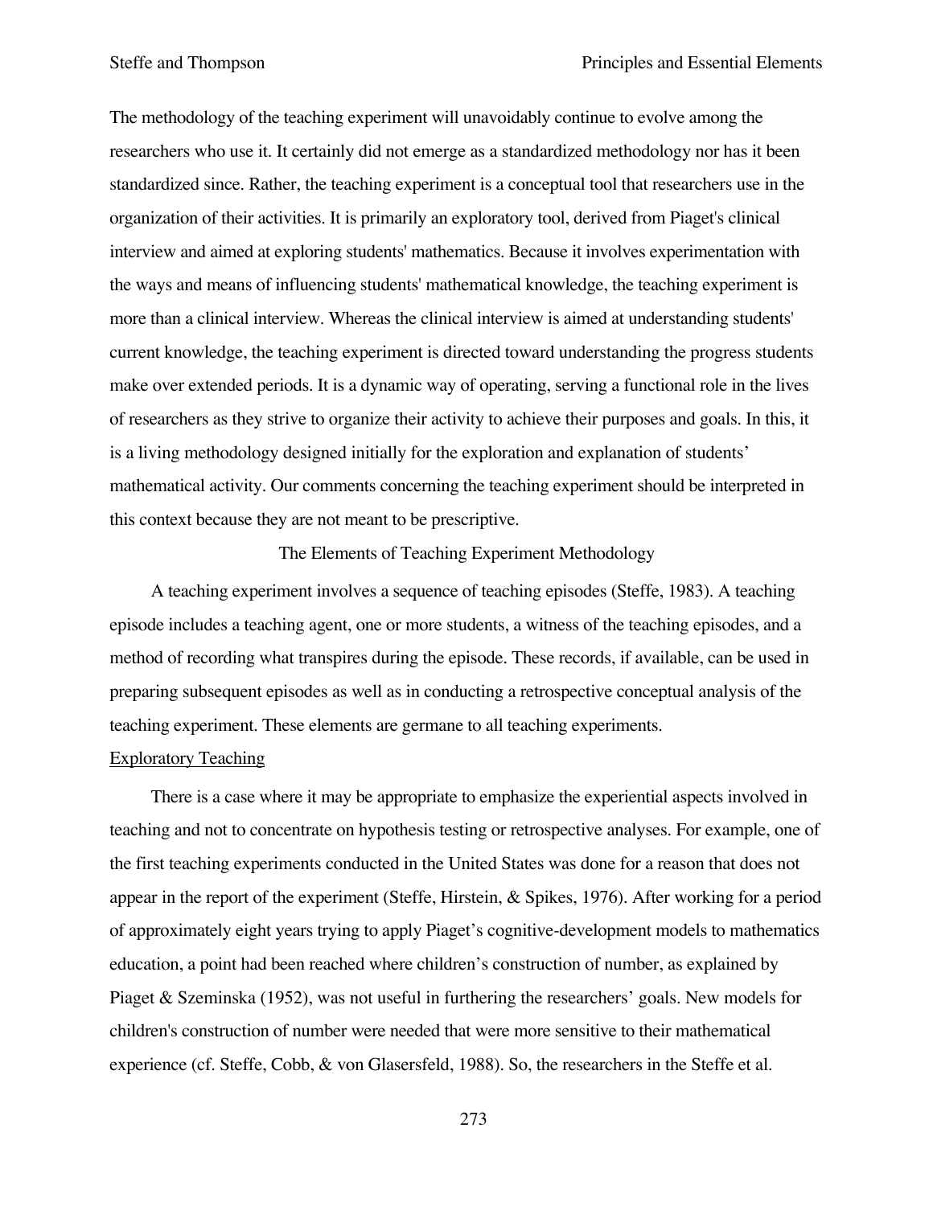The methodology of the teaching experiment will unavoidably continue to evolve among the researchers who use it. It certainly did not emerge as a standardized methodology nor has it been standardized since. Rather, the teaching experiment is a conceptual tool that researchers use in the organization of their activities. It is primarily an exploratory tool, derived from Piaget's clinical interview and aimed at exploring students' mathematics. Because it involves experimentation with the ways and means of influencing students' mathematical knowledge, the teaching experiment is more than a clinical interview. Whereas the clinical interview is aimed at understanding students' current knowledge, the teaching experiment is directed toward understanding the progress students make over extended periods. It is a dynamic way of operating, serving a functional role in the lives of researchers as they strive to organize their activity to achieve their purposes and goals. In this, it is a living methodology designed initially for the exploration and explanation of students' mathematical activity. Our comments concerning the teaching experiment should be interpreted in this context because they are not meant to be prescriptive.

## The Elements of Teaching Experiment Methodology

A teaching experiment involves a sequence of teaching episodes (Steffe, 1983). A teaching episode includes a teaching agent, one or more students, a witness of the teaching episodes, and a method of recording what transpires during the episode. These records, if available, can be used in preparing subsequent episodes as well as in conducting a retrospective conceptual analysis of the teaching experiment. These elements are germane to all teaching experiments.

### Exploratory Teaching

There is a case where it may be appropriate to emphasize the experiential aspects involved in teaching and not to concentrate on hypothesis testing or retrospective analyses. For example, one of the first teaching experiments conducted in the United States was done for a reason that does not appear in the report of the experiment (Steffe, Hirstein, & Spikes, 1976). After working for a period of approximately eight years trying to apply Piaget's cognitive-development models to mathematics education, a point had been reached where children's construction of number, as explained by Piaget & Szeminska (1952), was not useful in furthering the researchers' goals. New models for children's construction of number were needed that were more sensitive to their mathematical experience (cf. Steffe, Cobb, & von Glasersfeld, 1988). So, the researchers in the Steffe et al.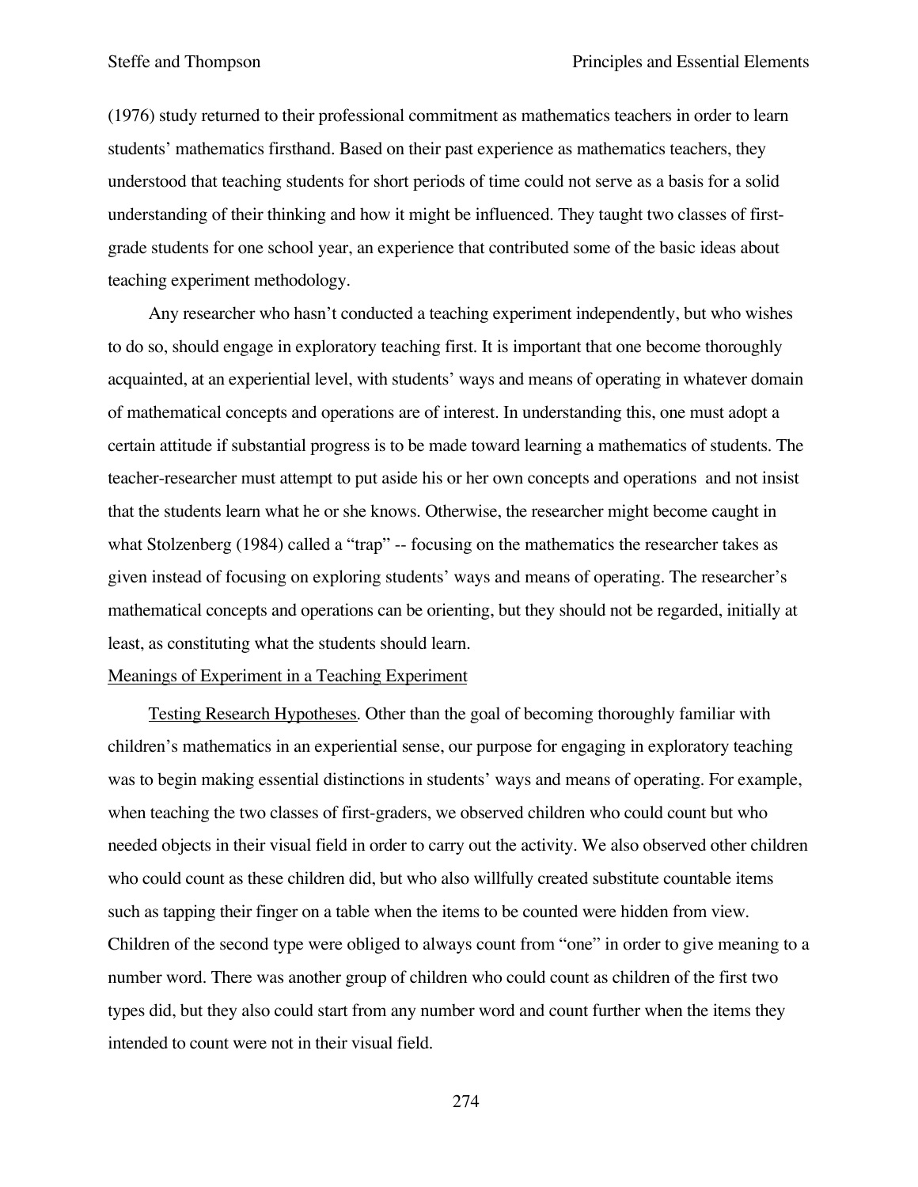(1976) study returned to their professional commitment as mathematics teachers in order to learn students' mathematics firsthand. Based on their past experience as mathematics teachers, they understood that teaching students for short periods of time could not serve as a basis for a solid understanding of their thinking and how it might be influenced. They taught two classes of first-grade students for one school year, an experience that contributed some of the basic ideas about teaching experiment methodology.

Any researcher who hasn't conducted a teaching experiment independently, but who wishes to do so, should engage in exploratory teaching first. It is important that one become thoroughly acquainted, at an experiential level, with students' ways and means of operating in whatever domain of mathematical concepts and operations are of interest. In understanding this, one must adopt a certain attitude if substantial progress is to be made toward learning a mathematics of students. The teacher-researcher must attempt to put aside his or her own concepts and operations and not insist that the students learn what he or she knows. Otherwise, the researcher might become caught in what Stolzenberg (1984) called a "trap" -- focusing on the mathematics the researcher takes as given instead of focusing on exploring students' ways and means of operating. The researcher's mathematical concepts and operations can be orienting, but they should not be regarded, initially at least, as constituting what the students should learn.

## Meanings of Experiment in a Teaching Experiment

Testing Research Hypotheses. Other than the goal of becoming thoroughly familiar with children's mathematics in an experiential sense, our purpose for engaging in exploratory teaching was to begin making essential distinctions in students' ways and means of operating. For example, when teaching the two classes of first-graders, we observed children who could count but who needed objects in their visual field in order to carry out the activity. We also observed other children who could count as these children did, but who also willfully created substitute countable items such as tapping their finger on a table when the items to be counted were hidden from view. Children of the second type were obliged to always count from "one" in order to give meaning to a number word. There was another group of children who could count as children of the first two types did, but they also could start from any number word and count further when the items they intended to count were not in their visual field.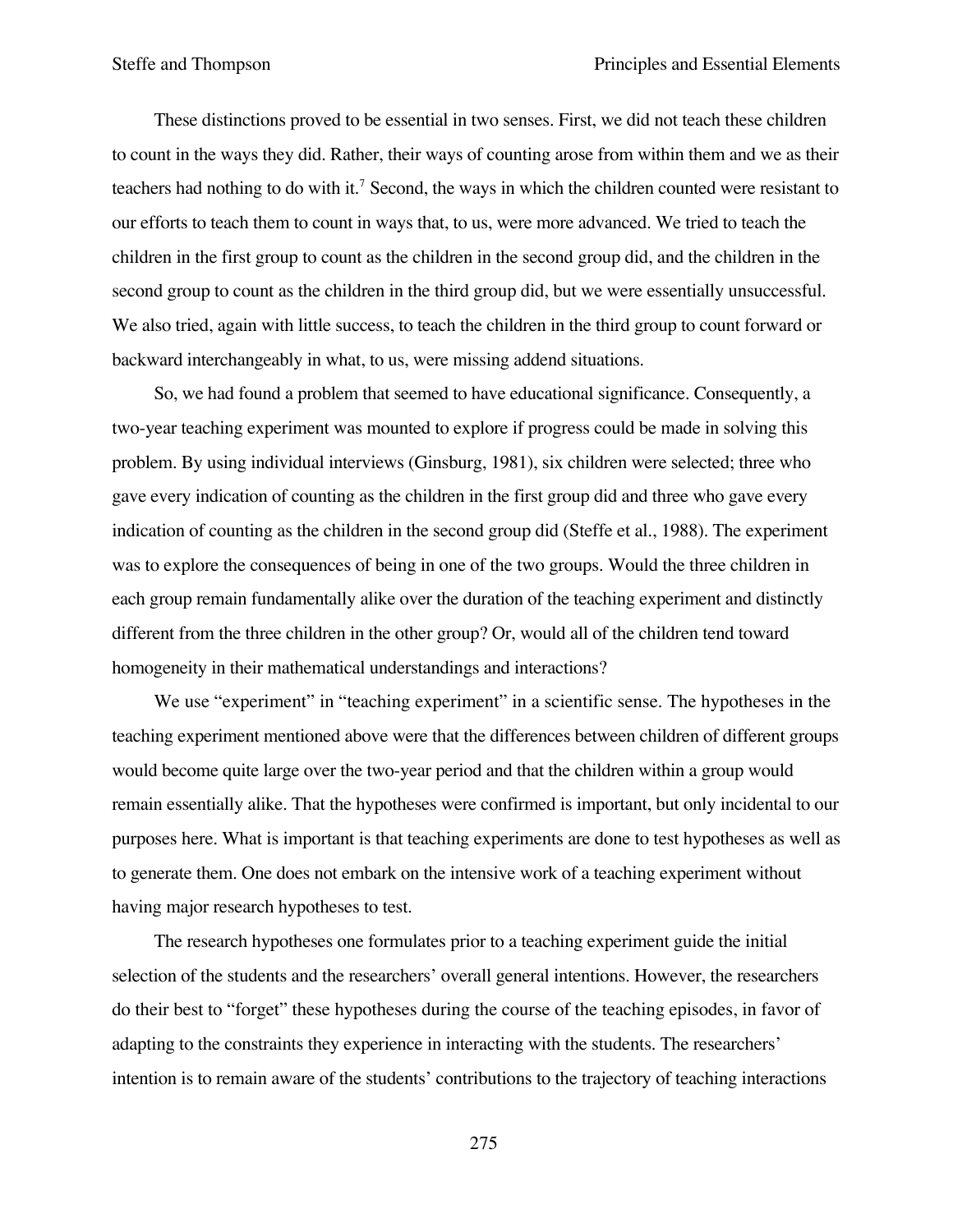These distinctions proved to be essential in two senses. First, we did not teach these children to count in the ways they did. Rather, their ways of counting arose from within them and we as their teachers had nothing to do with it.[7] Second, the ways in which the children counted were resistant to our efforts to teach them to count in ways that, to us, were more advanced. We tried to teach the children in the first group to count as the children in the second group did, and the children in the second group to count as the children in the third group did, but we were essentially unsuccessful. We also tried, again with little success, to teach the children in the third group to count forward or backward interchangeably in what, to us, were missing addend situations.

So, we had found a problem that seemed to have educational significance. Consequently, a two-year teaching experiment was mounted to explore if progress could be made in solving this problem. By using individual interviews (Ginsburg, 1981), six children were selected; three who gave every indication of counting as the children in the first group did and three who gave every indication of counting as the children in the second group did (Steffe et al., 1988). The experiment was to explore the consequences of being in one of the two groups. Would the three children in each group remain fundamentally alike over the duration of the teaching experiment and distinctly different from the three children in the other group? Or, would all of the children tend toward homogeneity in their mathematical understandings and interactions?

We use "experiment" in "teaching experiment" in a scientific sense. The hypotheses in the teaching experiment mentioned above were that the differences between children of different groups would become quite large over the two-year period and that the children within a group would remain essentially alike. That the hypotheses were confirmed is important, but only incidental to our purposes here. What is important is that teaching experiments are done to test hypotheses as well as to generate them. One does not embark on the intensive work of a teaching experiment without having major research hypotheses to test.

The research hypotheses one formulates prior to a teaching experiment guide the initial selection of the students and the researchers' overall general intentions. However, the researchers do their best to "forget" these hypotheses during the course of the teaching episodes, in favor of adapting to the constraints they experience in interacting with the students. The researchers' intention is to remain aware of the students' contributions to the trajectory of teaching interactions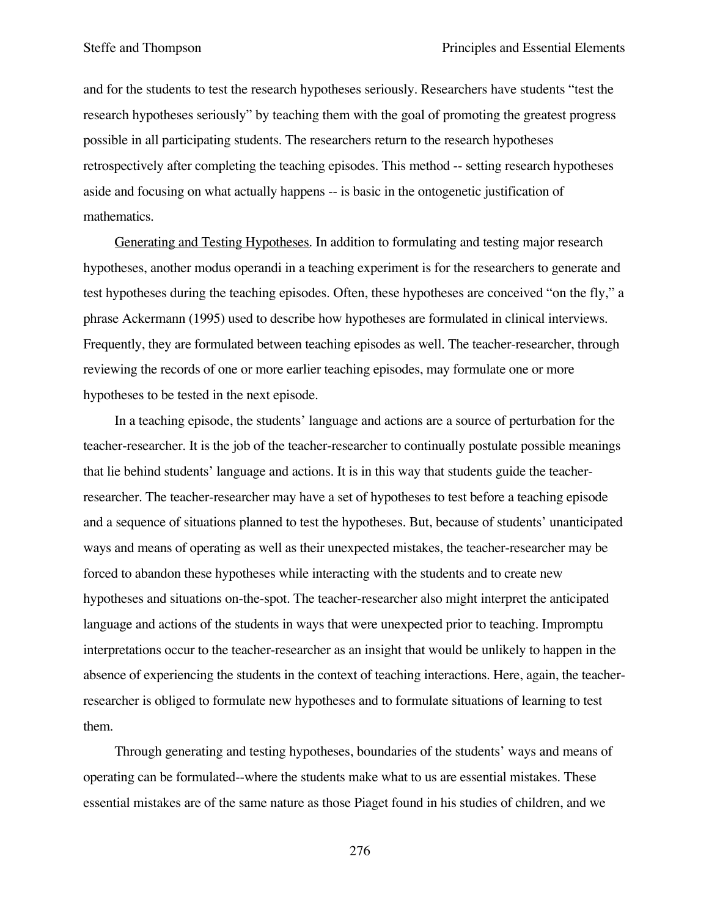and for the students to test the research hypotheses seriously. Researchers have students "test the research hypotheses seriously" by teaching them with the goal of promoting the greatest progress possible in all participating students. The researchers return to the research hypotheses retrospectively after completing the teaching episodes. This method -- setting research hypotheses aside and focusing on what actually happens -- is basic in the ontogenetic justification of mathematics.

<u>Generating and Testing Hypotheses</u>. In addition to formulating and testing major research hypotheses, another modus operandi in a teaching experiment is for the researchers to generate and test hypotheses during the teaching episodes. Often, these hypotheses are conceived "on the fly," a phrase Ackermann (1995) used to describe how hypotheses are formulated in clinical interviews. Frequently, they are formulated between teaching episodes as well. The teacher-researcher, through reviewing the records of one or more earlier teaching episodes, may formulate one or more hypotheses to be tested in the next episode.

In a teaching episode, the students' language and actions are a source of perturbation for the teacher-researcher. It is the job of the teacher-researcher to continually postulate possible meanings that lie behind students' language and actions. It is in this way that students guide the teacher-researcher. The teacher-researcher may have a set of hypotheses to test before a teaching episode and a sequence of situations planned to test the hypotheses. But, because of students' unanticipated ways and means of operating as well as their unexpected mistakes, the teacher-researcher may be forced to abandon these hypotheses while interacting with the students and to create new hypotheses and situations on-the-spot. The teacher-researcher also might interpret the anticipated language and actions of the students in ways that were unexpected prior to teaching. Impromptu interpretations occur to the teacher-researcher as an insight that would be unlikely to happen in the absence of experiencing the students in the context of teaching interactions. Here, again, the teacher-researcher is obliged to formulate new hypotheses and to formulate situations of learning to test them.

Through generating and testing hypotheses, boundaries of the students' ways and means of operating can be formulated--where the students make what to us are essential mistakes. These essential mistakes are of the same nature as those Piaget found in his studies of children, and we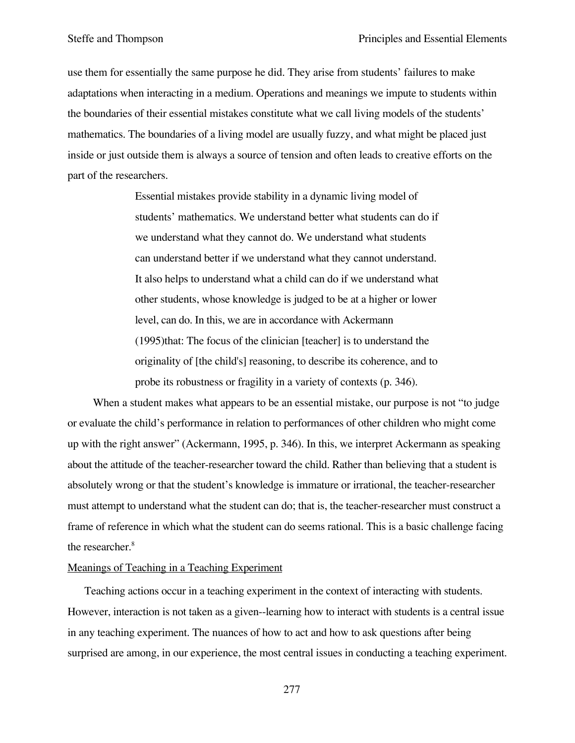use them for essentially the same purpose he did. They arise from students' failures to make adaptations when interacting in a medium. Operations and meanings we impute to students within the boundaries of their essential mistakes constitute what we call living models of the students' mathematics. The boundaries of a living model are usually fuzzy, and what might be placed just inside or just outside them is always a source of tension and often leads to creative efforts on the part of the researchers.

> Essential mistakes provide stability in a dynamic living model of students' mathematics. We understand better what students can do if we understand what they cannot do. We understand what students can understand better if we understand what they cannot understand. It also helps to understand what a child can do if we understand what other students, whose knowledge is judged to be at a higher or lower level, can do. In this, we are in accordance with Ackermann (1995)that: The focus of the clinician [teacher] is to understand the originality of [the child's] reasoning, to describe its coherence, and to probe its robustness or fragility in a variety of contexts (p. 346).

When a student makes what appears to be an essential mistake, our purpose is not "to judge or evaluate the child's performance in relation to performances of other children who might come up with the right answer" (Ackermann, 1995, p. 346). In this, we interpret Ackermann as speaking about the attitude of the teacher-researcher toward the child. Rather than believing that a student is absolutely wrong or that the student's knowledge is immature or irrational, the teacher-researcher must attempt to understand what the student can do; that is, the teacher-researcher must construct a frame of reference in which what the student can do seems rational. This is a basic challenge facing the researcher.[8]

## Meanings of Teaching in a Teaching Experiment

Teaching actions occur in a teaching experiment in the context of interacting with students. However, interaction is not taken as a given--learning how to interact with students is a central issue in any teaching experiment. The nuances of how to act and how to ask questions after being surprised are among, in our experience, the most central issues in conducting a teaching experiment.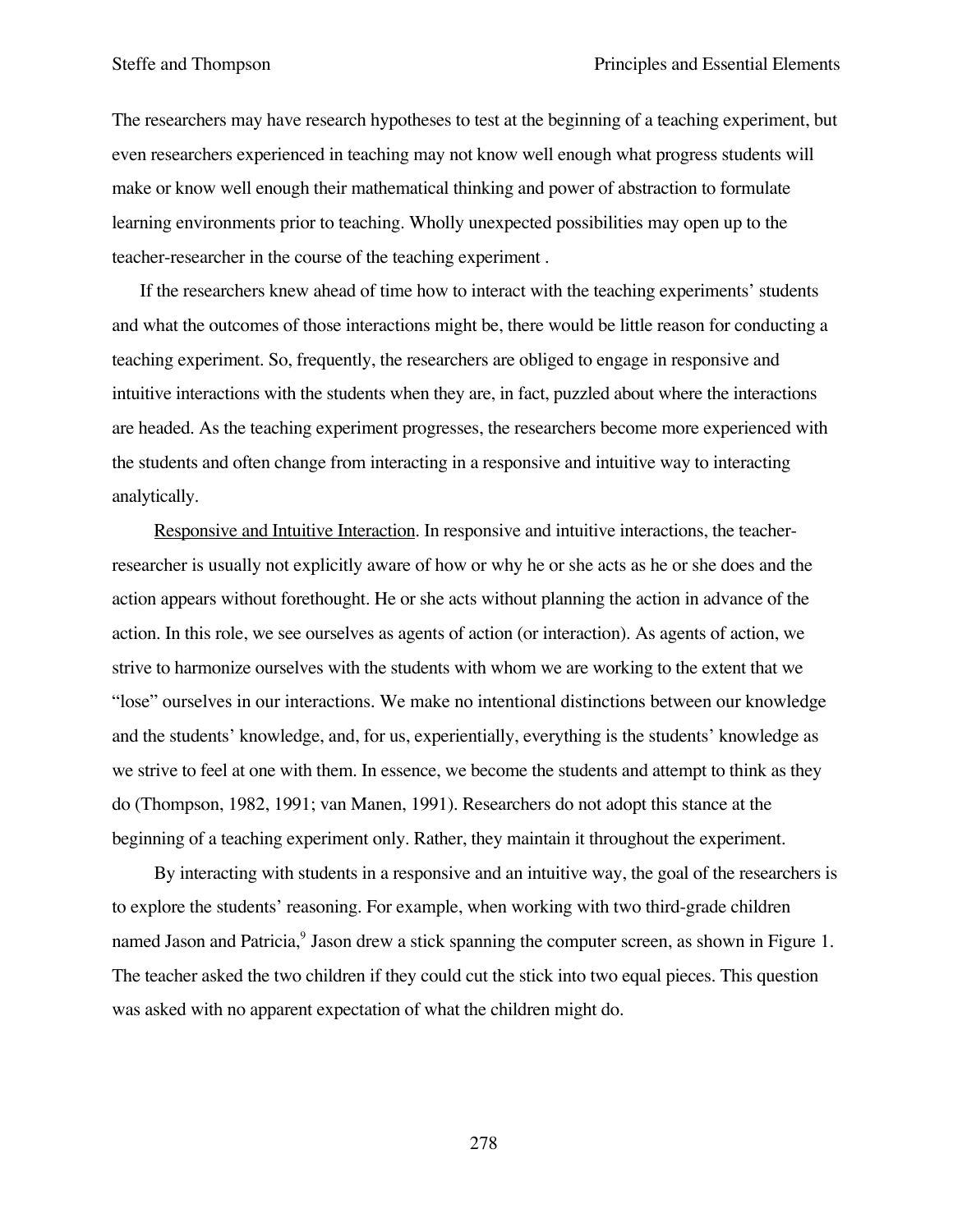The researchers may have research hypotheses to test at the beginning of a teaching experiment, but even researchers experienced in teaching may not know well enough what progress students will make or know well enough their mathematical thinking and power of abstraction to formulate learning environments prior to teaching. Wholly unexpected possibilities may open up to the teacher-researcher in the course of the teaching experiment .

If the researchers knew ahead of time how to interact with the teaching experiments' students and what the outcomes of those interactions might be, there would be little reason for conducting a teaching experiment. So, frequently, the researchers are obliged to engage in responsive and intuitive interactions with the students when they are, in fact, puzzled about where the interactions are headed. As the teaching experiment progresses, the researchers become more experienced with the students and often change from interacting in a responsive and intuitive way to interacting analytically.

Responsive and Intuitive Interaction. In responsive and intuitive interactions, the teacher-researcher is usually not explicitly aware of how or why he or she acts as he or she does and the action appears without forethought. He or she acts without planning the action in advance of the action. In this role, we see ourselves as agents of action (or interaction). As agents of action, we strive to harmonize ourselves with the students with whom we are working to the extent that we "lose" ourselves in our interactions. We make no intentional distinctions between our knowledge and the students' knowledge, and, for us, experientially, everything is the students' knowledge as we strive to feel at one with them. In essence, we become the students and attempt to think as they do (Thompson, 1982, 1991; van Manen, 1991). Researchers do not adopt this stance at the beginning of a teaching experiment only. Rather, they maintain it throughout the experiment.

By interacting with students in a responsive and an intuitive way, the goal of the researchers is to explore the students' reasoning. For example, when working with two third-grade children named Jason and Patricia,[9] Jason drew a stick spanning the computer screen, as shown in Figure 1. The teacher asked the two children if they could cut the stick into two equal pieces. This question was asked with no apparent expectation of what the children might do.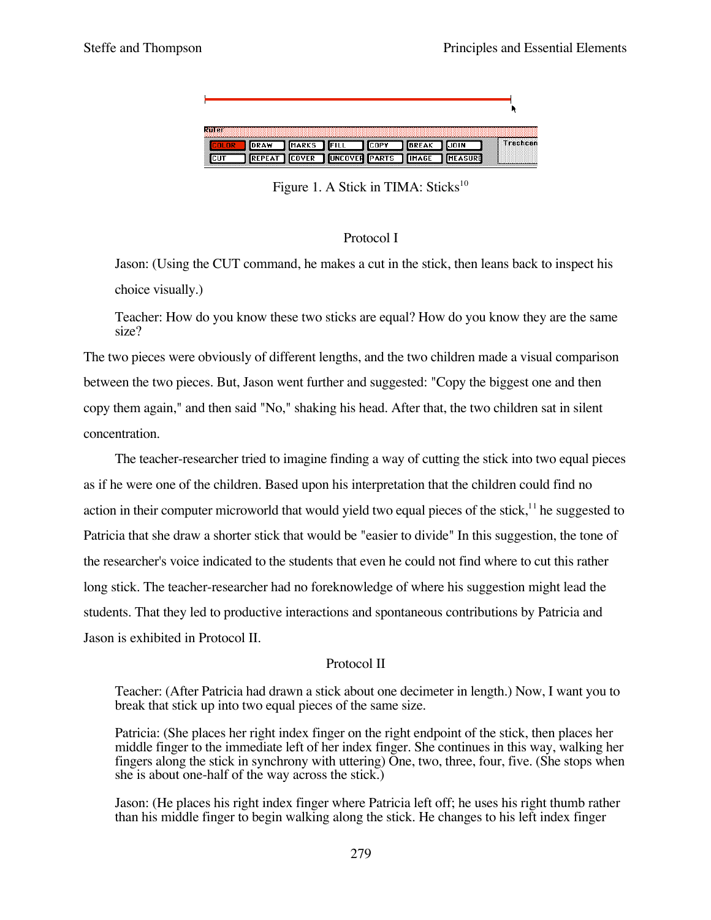Figure 1. A Stick in TIMA: Sticks[10]

Protocol I

> Jason: (Using the CUT command, he makes a cut in the stick, then leans back to inspect his choice visually.)
>
> Teacher: How do you know these two sticks are equal? How do you know they are the same size?

The two pieces were obviously of different lengths, and the two children made a visual comparison between the two pieces. But, Jason went further and suggested: "Copy the biggest one and then copy them again," and then said "No," shaking his head. After that, the two children sat in silent concentration.

The teacher-researcher tried to imagine finding a way of cutting the stick into two equal pieces as if he were one of the children. Based upon his interpretation that the children could find no action in their computer microworld that would yield two equal pieces of the stick,[11] he suggested to Patricia that she draw a shorter stick that would be "easier to divide" In this suggestion, the tone of the researcher's voice indicated to the students that even he could not find where to cut this rather long stick. The teacher-researcher had no foreknowledge of where his suggestion might lead the students. That they led to productive interactions and spontaneous contributions by Patricia and Jason is exhibited in Protocol II.

Protocol II

> Teacher: (After Patricia had drawn a stick about one decimeter in length.) Now, I want you to break that stick up into two equal pieces of the same size.
>
> Patricia: (She places her right index finger on the right endpoint of the stick, then places her middle finger to the immediate left of her index finger. She continues in this way, walking her fingers along the stick in synchrony with uttering) One, two, three, four, five. (She stops when she is about one-half of the way across the stick.)
>
> Jason: (He places his right index finger where Patricia left off; he uses his right thumb rather than his middle finger to begin walking along the stick. He changes to his left index finger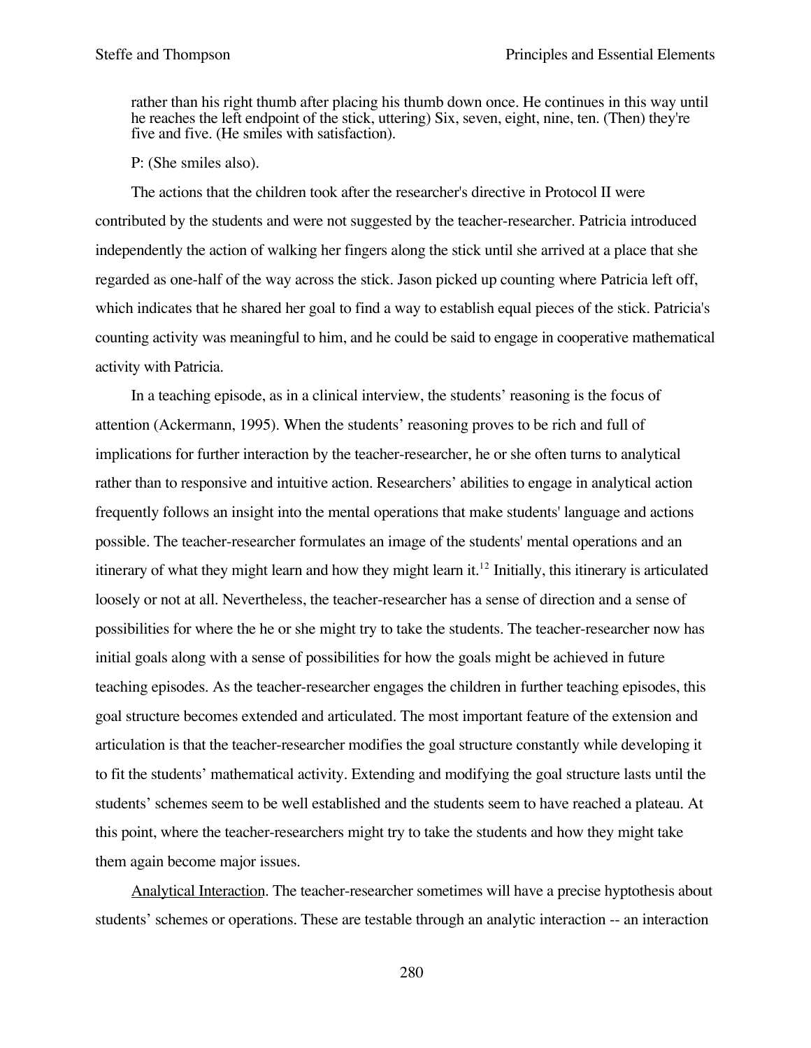rather than his right thumb after placing his thumb down once. He continues in this way until he reaches the left endpoint of the stick, uttering) Six, seven, eight, nine, ten. (Then) they're five and five. (He smiles with satisfaction).

P: (She smiles also).

The actions that the children took after the researcher's directive in Protocol II were contributed by the students and were not suggested by the teacher-researcher. Patricia introduced independently the action of walking her fingers along the stick until she arrived at a place that she regarded as one-half of the way across the stick. Jason picked up counting where Patricia left off, which indicates that he shared her goal to find a way to establish equal pieces of the stick. Patricia's counting activity was meaningful to him, and he could be said to engage in cooperative mathematical activity with Patricia.

In a teaching episode, as in a clinical interview, the students' reasoning is the focus of attention (Ackermann, 1995). When the students' reasoning proves to be rich and full of implications for further interaction by the teacher-researcher, he or she often turns to analytical rather than to responsive and intuitive action. Researchers' abilities to engage in analytical action frequently follows an insight into the mental operations that make students' language and actions possible. The teacher-researcher formulates an image of the students' mental operations and an itinerary of what they might learn and how they might learn it.[12] Initially, this itinerary is articulated loosely or not at all. Nevertheless, the teacher-researcher has a sense of direction and a sense of possibilities for where the he or she might try to take the students. The teacher-researcher now has initial goals along with a sense of possibilities for how the goals might be achieved in future teaching episodes. As the teacher-researcher engages the children in further teaching episodes, this goal structure becomes extended and articulated. The most important feature of the extension and articulation is that the teacher-researcher modifies the goal structure constantly while developing it to fit the students' mathematical activity. Extending and modifying the goal structure lasts until the students' schemes seem to be well established and the students seem to have reached a plateau. At this point, where the teacher-researchers might try to take the students and how they might take them again become major issues.

<u>Analytical Interaction</u>. The teacher-researcher sometimes will have a precise hyptothesis about students' schemes or operations. These are testable through an analytic interaction -- an interaction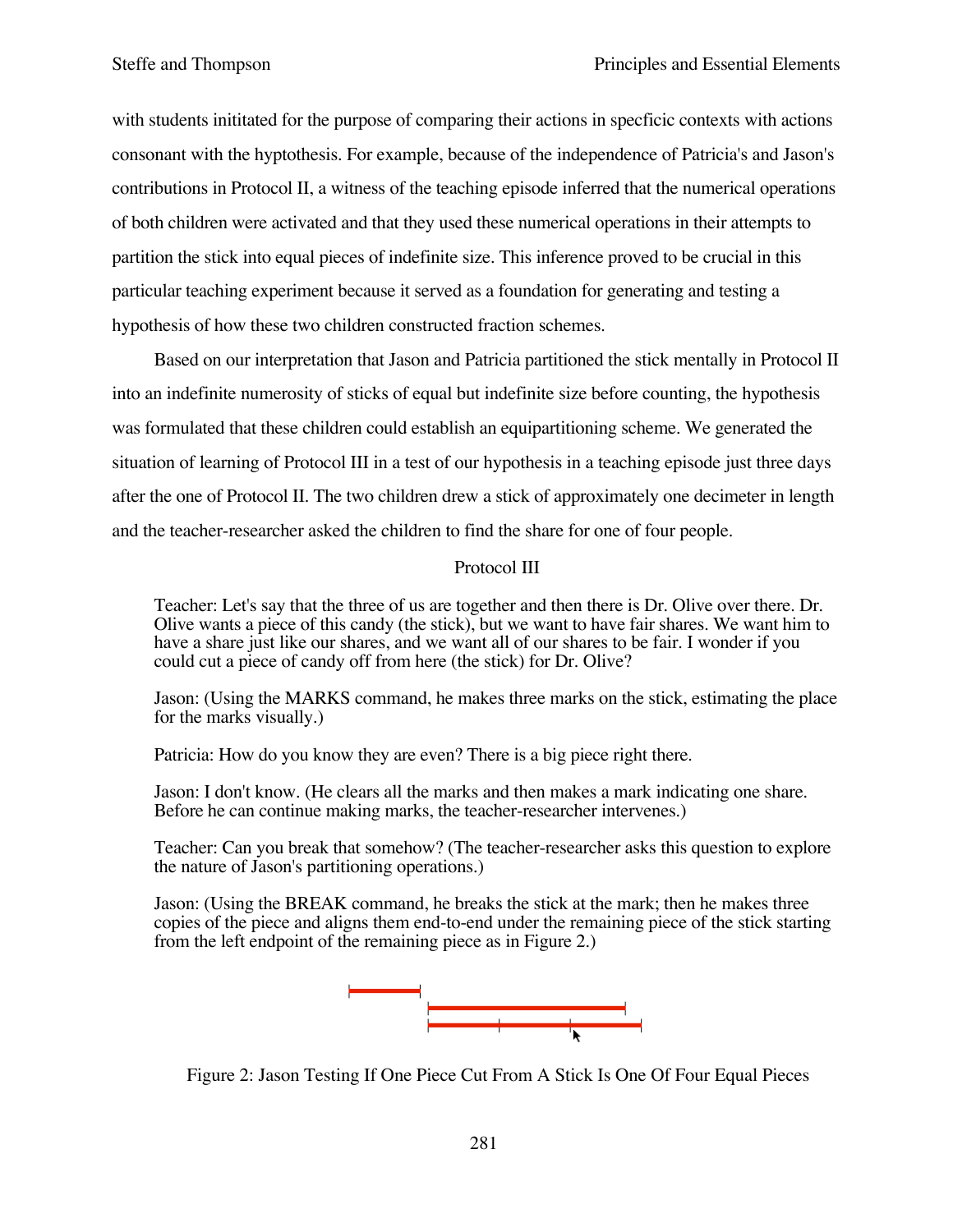with students inititated for the purpose of comparing their actions in specficic contexts with actions consonant with the hyptothesis. For example, because of the independence of Patricia's and Jason's contributions in Protocol II, a witness of the teaching episode inferred that the numerical operations of both children were activated and that they used these numerical operations in their attempts to partition the stick into equal pieces of indefinite size. This inference proved to be crucial in this particular teaching experiment because it served as a foundation for generating and testing a hypothesis of how these two children constructed fraction schemes.

Based on our interpretation that Jason and Patricia partitioned the stick mentally in Protocol II into an indefinite numerosity of sticks of equal but indefinite size before counting, the hypothesis was formulated that these children could establish an equipartitioning scheme. We generated the situation of learning of Protocol III in a test of our hypothesis in a teaching episode just three days after the one of Protocol II. The two children drew a stick of approximately one decimeter in length and the teacher-researcher asked the children to find the share for one of four people.

Protocol III

> Teacher: Let's say that the three of us are together and then there is Dr. Olive over there. Dr. Olive wants a piece of this candy (the stick), but we want to have fair shares. We want him to have a share just like our shares, and we want all of our shares to be fair. I wonder if you could cut a piece of candy off from here (the stick) for Dr. Olive?
>
> Jason: (Using the MARKS command, he makes three marks on the stick, estimating the place for the marks visually.)
>
> Patricia: How do you know they are even? There is a big piece right there.
>
> Jason: I don't know. (He clears all the marks and then makes a mark indicating one share. Before he can continue making marks, the teacher-researcher intervenes.)
>
> Teacher: Can you break that somehow? (The teacher-researcher asks this question to explore the nature of Jason's partitioning operations.)
>
> Jason: (Using the BREAK command, he breaks the stick at the mark; then he makes three copies of the piece and aligns them end-to-end under the remaining piece of the stick starting from the left endpoint of the remaining piece as in Figure 2.)

Figure 2: Jason Testing If One Piece Cut From A Stick Is One Of Four Equal Pieces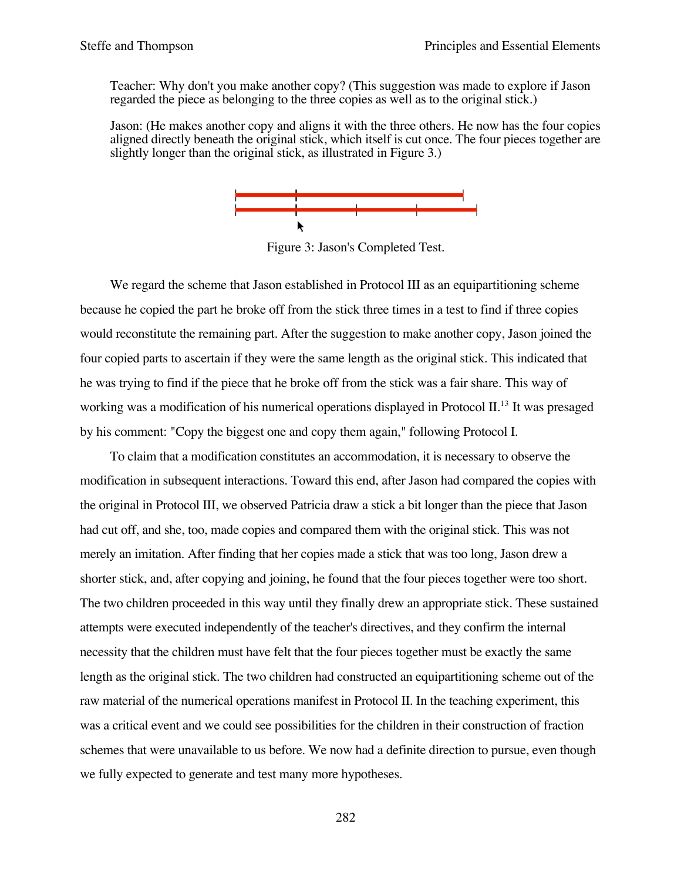Teacher: Why don't you make another copy? (This suggestion was made to explore if Jason regarded the piece as belonging to the three copies as well as to the original stick.)

Jason: (He makes another copy and aligns it with the three others. He now has the four copies aligned directly beneath the original stick, which itself is cut once. The four pieces together are slightly longer than the original stick, as illustrated in Figure 3.)

Figure 3: Jason's Completed Test.

We regard the scheme that Jason established in Protocol III as an equipartitioning scheme because he copied the part he broke off from the stick three times in a test to find if three copies would reconstitute the remaining part. After the suggestion to make another copy, Jason joined the four copied parts to ascertain if they were the same length as the original stick. This indicated that he was trying to find if the piece that he broke off from the stick was a fair share. This way of working was a modification of his numerical operations displayed in Protocol II.[13] It was presaged by his comment: "Copy the biggest one and copy them again," following Protocol I.

To claim that a modification constitutes an accommodation, it is necessary to observe the modification in subsequent interactions. Toward this end, after Jason had compared the copies with the original in Protocol III, we observed Patricia draw a stick a bit longer than the piece that Jason had cut off, and she, too, made copies and compared them with the original stick. This was not merely an imitation. After finding that her copies made a stick that was too long, Jason drew a shorter stick, and, after copying and joining, he found that the four pieces together were too short. The two children proceeded in this way until they finally drew an appropriate stick. These sustained attempts were executed independently of the teacher's directives, and they confirm the internal necessity that the children must have felt that the four pieces together must be exactly the same length as the original stick. The two children had constructed an equipartitioning scheme out of the raw material of the numerical operations manifest in Protocol II. In the teaching experiment, this was a critical event and we could see possibilities for the children in their construction of fraction schemes that were unavailable to us before. We now had a definite direction to pursue, even though we fully expected to generate and test many more hypotheses.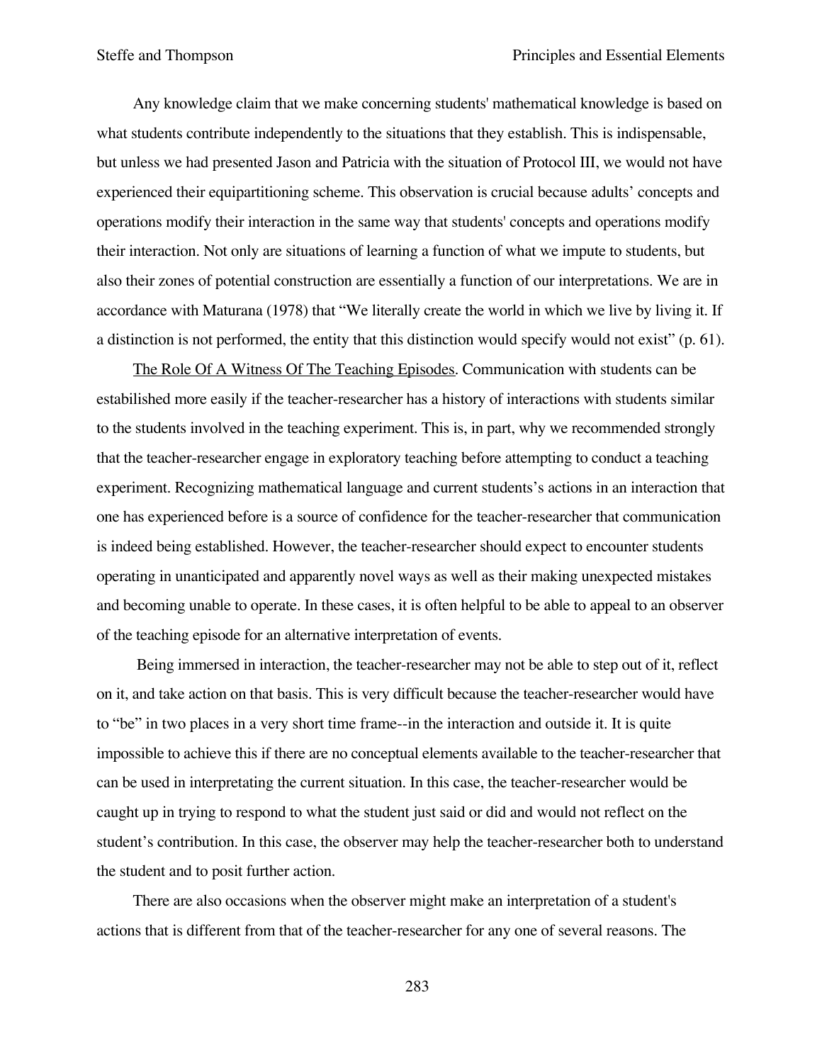Any knowledge claim that we make concerning students' mathematical knowledge is based on what students contribute independently to the situations that they establish. This is indispensable, but unless we had presented Jason and Patricia with the situation of Protocol III, we would not have experienced their equipartitioning scheme. This observation is crucial because adults' concepts and operations modify their interaction in the same way that students' concepts and operations modify their interaction. Not only are situations of learning a function of what we impute to students, but also their zones of potential construction are essentially a function of our interpretations. We are in accordance with Maturana (1978) that "We literally create the world in which we live by living it. If a distinction is not performed, the entity that this distinction would specify would not exist" (p. 61).

<u>The Role Of A Witness Of The Teaching Episodes</u>. Communication with students can be estabilished more easily if the teacher-researcher has a history of interactions with students similar to the students involved in the teaching experiment. This is, in part, why we recommended strongly that the teacher-researcher engage in exploratory teaching before attempting to conduct a teaching experiment. Recognizing mathematical language and current students's actions in an interaction that one has experienced before is a source of confidence for the teacher-researcher that communication is indeed being established. However, the teacher-researcher should expect to encounter students operating in unanticipated and apparently novel ways as well as their making unexpected mistakes and becoming unable to operate. In these cases, it is often helpful to be able to appeal to an observer of the teaching episode for an alternative interpretation of events.

Being immersed in interaction, the teacher-researcher may not be able to step out of it, reflect on it, and take action on that basis. This is very difficult because the teacher-researcher would have to "be" in two places in a very short time frame--in the interaction and outside it. It is quite impossible to achieve this if there are no conceptual elements available to the teacher-researcher that can be used in interpretating the current situation. In this case, the teacher-researcher would be caught up in trying to respond to what the student just said or did and would not reflect on the student's contribution. In this case, the observer may help the teacher-researcher both to understand the student and to posit further action.

There are also occasions when the observer might make an interpretation of a student's actions that is different from that of the teacher-researcher for any one of several reasons. The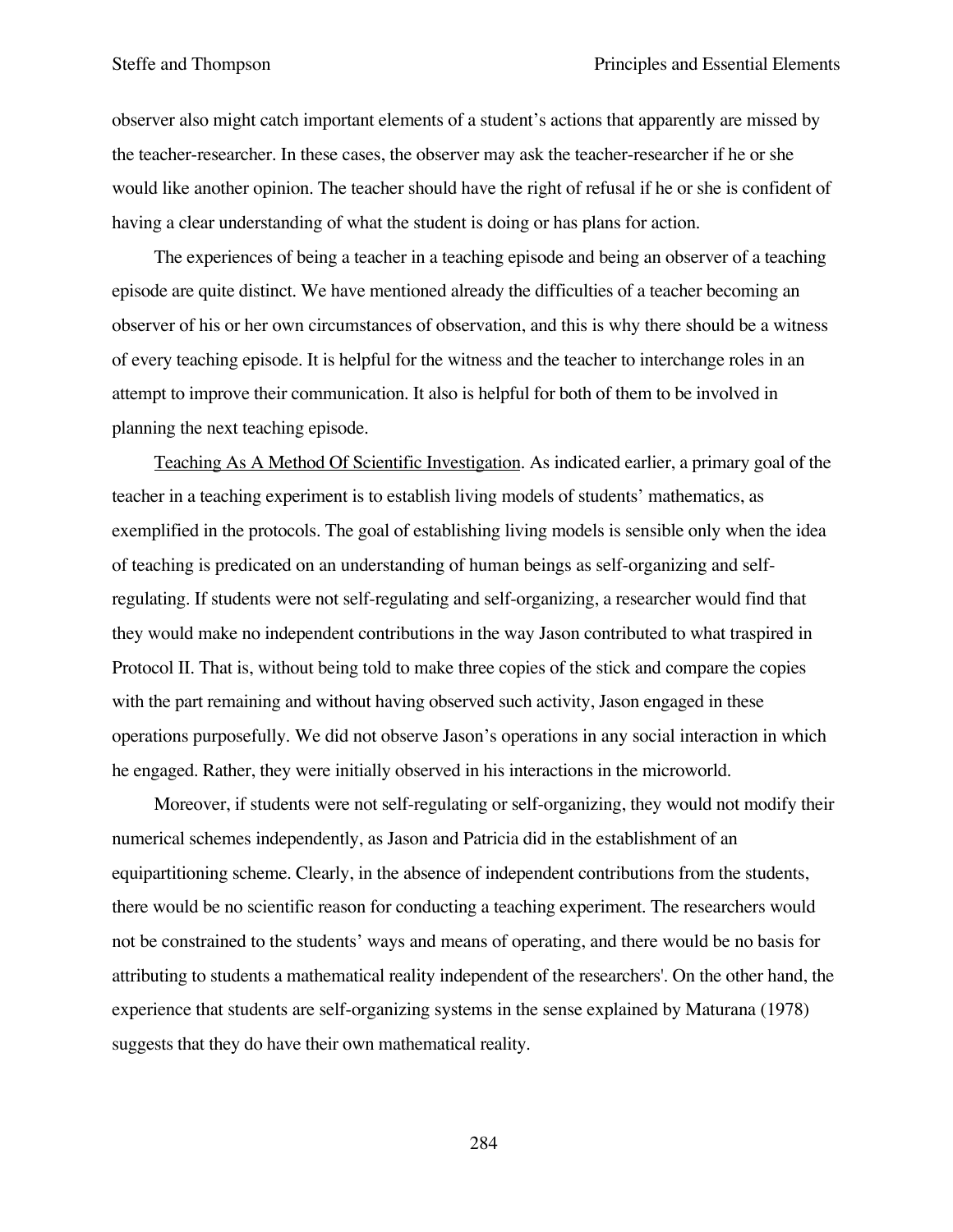observer also might catch important elements of a student's actions that apparently are missed by the teacher-researcher. In these cases, the observer may ask the teacher-researcher if he or she would like another opinion. The teacher should have the right of refusal if he or she is confident of having a clear understanding of what the student is doing or has plans for action.

The experiences of being a teacher in a teaching episode and being an observer of a teaching episode are quite distinct. We have mentioned already the difficulties of a teacher becoming an observer of his or her own circumstances of observation, and this is why there should be a witness of every teaching episode. It is helpful for the witness and the teacher to interchange roles in an attempt to improve their communication. It also is helpful for both of them to be involved in planning the next teaching episode.

Teaching As A Method Of Scientific Investigation. As indicated earlier, a primary goal of the teacher in a teaching experiment is to establish living models of students' mathematics, as exemplified in the protocols. The goal of establishing living models is sensible only when the idea of teaching is predicated on an understanding of human beings as self-organizing and self-regulating. If students were not self-regulating and self-organizing, a researcher would find that they would make no independent contributions in the way Jason contributed to what traspired in Protocol II. That is, without being told to make three copies of the stick and compare the copies with the part remaining and without having observed such activity, Jason engaged in these operations purposefully. We did not observe Jason's operations in any social interaction in which he engaged. Rather, they were initially observed in his interactions in the microworld.

Moreover, if students were not self-regulating or self-organizing, they would not modify their numerical schemes independently, as Jason and Patricia did in the establishment of an equipartitioning scheme. Clearly, in the absence of independent contributions from the students, there would be no scientific reason for conducting a teaching experiment. The researchers would not be constrained to the students' ways and means of operating, and there would be no basis for attributing to students a mathematical reality independent of the researchers'. On the other hand, the experience that students are self-organizing systems in the sense explained by Maturana (1978) suggests that they do have their own mathematical reality.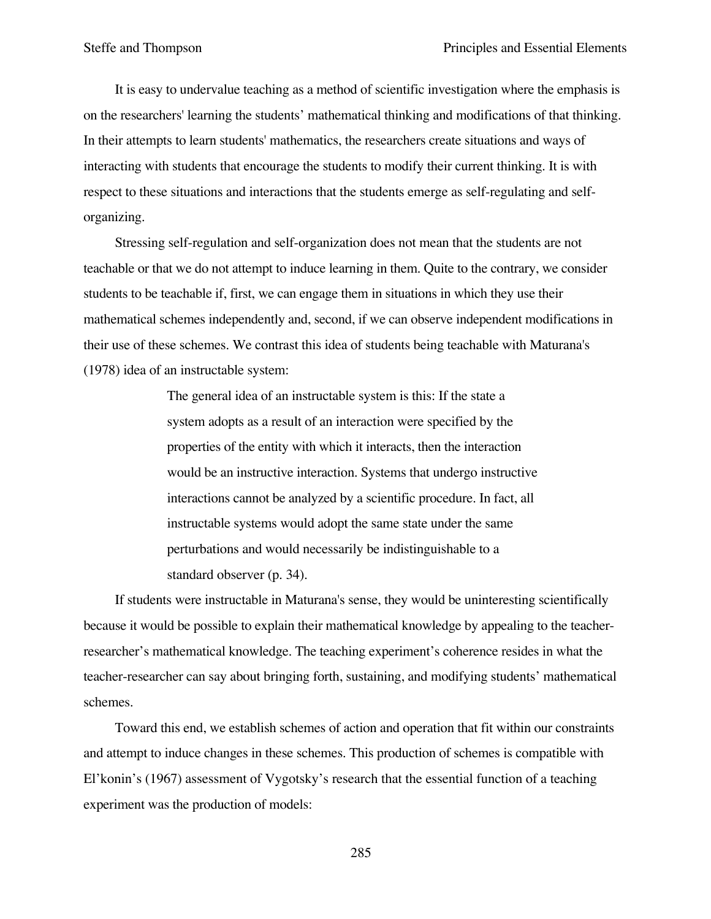It is easy to undervalue teaching as a method of scientific investigation where the emphasis is on the researchers' learning the students' mathematical thinking and modifications of that thinking. In their attempts to learn students' mathematics, the researchers create situations and ways of interacting with students that encourage the students to modify their current thinking. It is with respect to these situations and interactions that the students emerge as self-regulating and self-organizing.

Stressing self-regulation and self-organization does not mean that the students are not teachable or that we do not attempt to induce learning in them. Quite to the contrary, we consider students to be teachable if, first, we can engage them in situations in which they use their mathematical schemes independently and, second, if we can observe independent modifications in their use of these schemes. We contrast this idea of students being teachable with Maturana's (1978) idea of an instructable system:

> The general idea of an instructable system is this: If the state a system adopts as a result of an interaction were specified by the properties of the entity with which it interacts, then the interaction would be an instructive interaction. Systems that undergo instructive interactions cannot be analyzed by a scientific procedure. In fact, all instructable systems would adopt the same state under the same perturbations and would necessarily be indistinguishable to a standard observer (p. 34).

If students were instructable in Maturana's sense, they would be uninteresting scientifically because it would be possible to explain their mathematical knowledge by appealing to the teacher-researcher's mathematical knowledge. The teaching experiment's coherence resides in what the teacher-researcher can say about bringing forth, sustaining, and modifying students' mathematical schemes.

Toward this end, we establish schemes of action and operation that fit within our constraints and attempt to induce changes in these schemes. This production of schemes is compatible with El'konin's (1967) assessment of Vygotsky's research that the essential function of a teaching experiment was the production of models: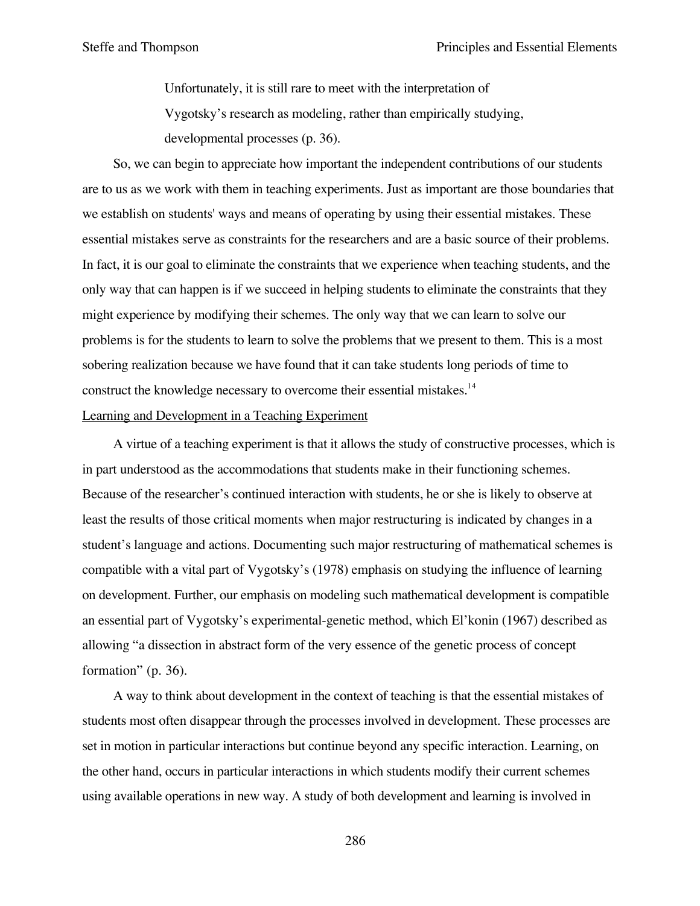> Unfortunately, it is still rare to meet with the interpretation of Vygotsky's research as modeling, rather than empirically studying, developmental processes (p. 36).

So, we can begin to appreciate how important the independent contributions of our students are to us as we work with them in teaching experiments. Just as important are those boundaries that we establish on students' ways and means of operating by using their essential mistakes. These essential mistakes serve as constraints for the researchers and are a basic source of their problems. In fact, it is our goal to eliminate the constraints that we experience when teaching students, and the only way that can happen is if we succeed in helping students to eliminate the constraints that they might experience by modifying their schemes. The only way that we can learn to solve our problems is for the students to learn to solve the problems that we present to them. This is a most sobering realization because we have found that it can take students long periods of time to construct the knowledge necessary to overcome their essential mistakes.[14]

Learning and Development in a Teaching Experiment

A virtue of a teaching experiment is that it allows the study of constructive processes, which is in part understood as the accommodations that students make in their functioning schemes. Because of the researcher's continued interaction with students, he or she is likely to observe at least the results of those critical moments when major restructuring is indicated by changes in a student's language and actions. Documenting such major restructuring of mathematical schemes is compatible with a vital part of Vygotsky's (1978) emphasis on studying the influence of learning on development. Further, our emphasis on modeling such mathematical development is compatible an essential part of Vygotsky's experimental-genetic method, which El'konin (1967) described as allowing "a dissection in abstract form of the very essence of the genetic process of concept formation" (p. 36).

A way to think about development in the context of teaching is that the essential mistakes of students most often disappear through the processes involved in development. These processes are set in motion in particular interactions but continue beyond any specific interaction. Learning, on the other hand, occurs in particular interactions in which students modify their current schemes using available operations in new way. A study of both development and learning is involved in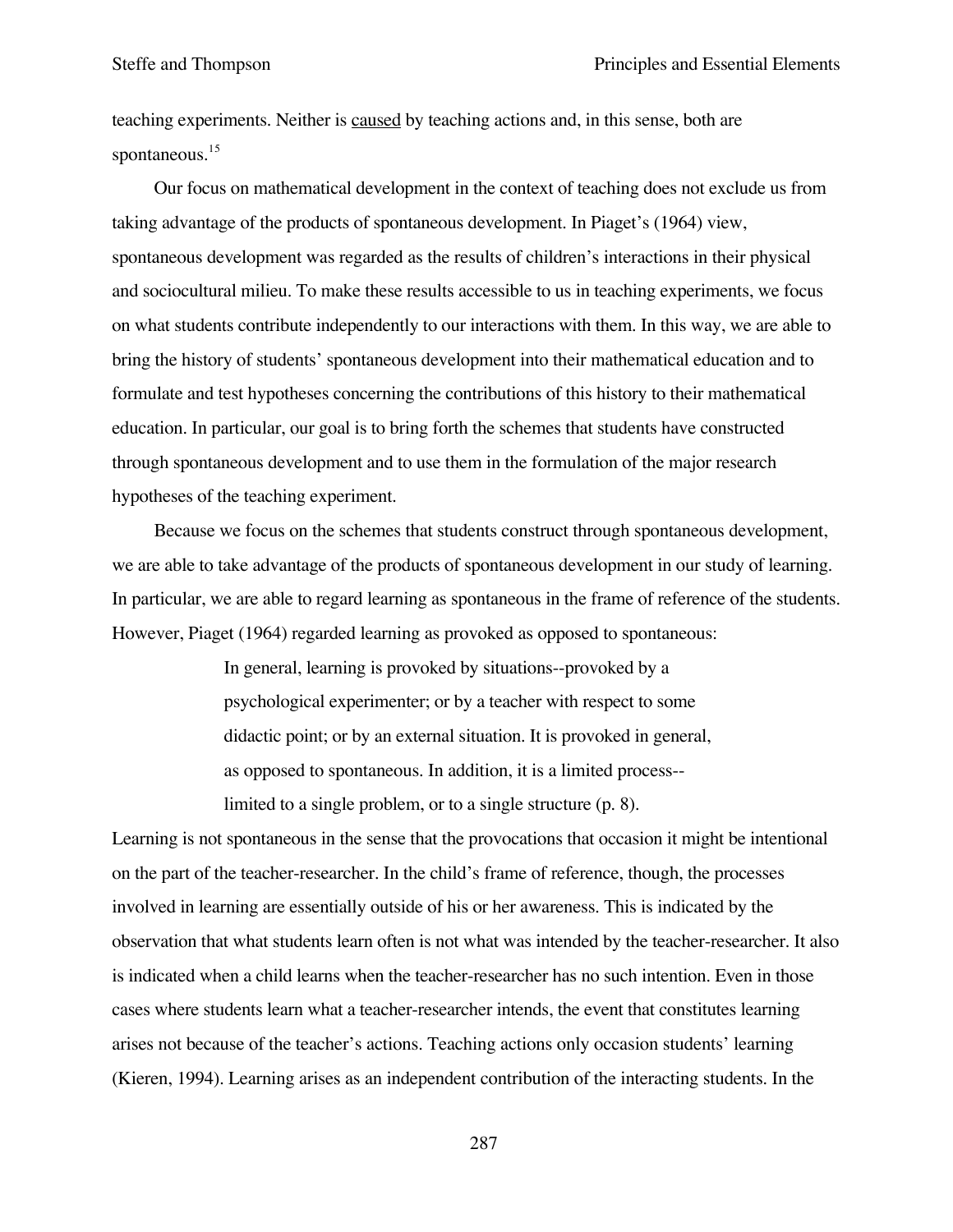teaching experiments. Neither is <u>caused</u> by teaching actions and, in this sense, both are spontaneous.[15]

Our focus on mathematical development in the context of teaching does not exclude us from taking advantage of the products of spontaneous development. In Piaget's (1964) view, spontaneous development was regarded as the results of children's interactions in their physical and sociocultural milieu. To make these results accessible to us in teaching experiments, we focus on what students contribute independently to our interactions with them. In this way, we are able to bring the history of students' spontaneous development into their mathematical education and to formulate and test hypotheses concerning the contributions of this history to their mathematical education. In particular, our goal is to bring forth the schemes that students have constructed through spontaneous development and to use them in the formulation of the major research hypotheses of the teaching experiment.

Because we focus on the schemes that students construct through spontaneous development, we are able to take advantage of the products of spontaneous development in our study of learning. In particular, we are able to regard learning as spontaneous in the frame of reference of the students. However, Piaget (1964) regarded learning as provoked as opposed to spontaneous:

> In general, learning is provoked by situations--provoked by a psychological experimenter; or by a teacher with respect to some didactic point; or by an external situation. It is provoked in general, as opposed to spontaneous. In addition, it is a limited process--limited to a single problem, or to a single structure (p. 8).

Learning is not spontaneous in the sense that the provocations that occasion it might be intentional on the part of the teacher-researcher. In the child's frame of reference, though, the processes involved in learning are essentially outside of his or her awareness. This is indicated by the observation that what students learn often is not what was intended by the teacher-researcher. It also is indicated when a child learns when the teacher-researcher has no such intention. Even in those cases where students learn what a teacher-researcher intends, the event that constitutes learning arises not because of the teacher's actions. Teaching actions only occasion students' learning (Kieren, 1994). Learning arises as an independent contribution of the interacting students. In the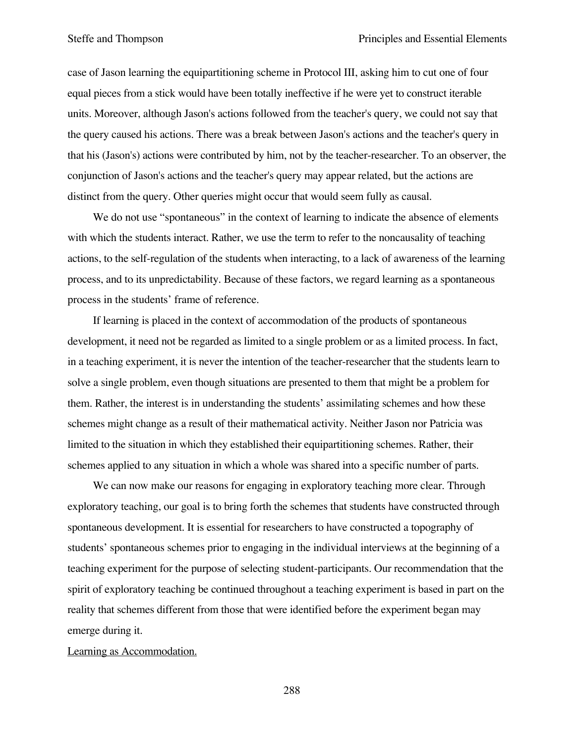case of Jason learning the equipartitioning scheme in Protocol III, asking him to cut one of four equal pieces from a stick would have been totally ineffective if he were yet to construct iterable units. Moreover, although Jason's actions followed from the teacher's query, we could not say that the query caused his actions. There was a break between Jason's actions and the teacher's query in that his (Jason's) actions were contributed by him, not by the teacher-researcher. To an observer, the conjunction of Jason's actions and the teacher's query may appear related, but the actions are distinct from the query. Other queries might occur that would seem fully as causal.

We do not use "spontaneous" in the context of learning to indicate the absence of elements with which the students interact. Rather, we use the term to refer to the noncausality of teaching actions, to the self-regulation of the students when interacting, to a lack of awareness of the learning process, and to its unpredictability. Because of these factors, we regard learning as a spontaneous process in the students' frame of reference.

If learning is placed in the context of accommodation of the products of spontaneous development, it need not be regarded as limited to a single problem or as a limited process. In fact, in a teaching experiment, it is never the intention of the teacher-researcher that the students learn to solve a single problem, even though situations are presented to them that might be a problem for them. Rather, the interest is in understanding the students' assimilating schemes and how these schemes might change as a result of their mathematical activity. Neither Jason nor Patricia was limited to the situation in which they established their equipartitioning schemes. Rather, their schemes applied to any situation in which a whole was shared into a specific number of parts.

We can now make our reasons for engaging in exploratory teaching more clear. Through exploratory teaching, our goal is to bring forth the schemes that students have constructed through spontaneous development. It is essential for researchers to have constructed a topography of students' spontaneous schemes prior to engaging in the individual interviews at the beginning of a teaching experiment for the purpose of selecting student-participants. Our recommendation that the spirit of exploratory teaching be continued throughout a teaching experiment is based in part on the reality that schemes different from those that were identified before the experiment began may emerge during it.

<u>Learning as Accommodation.</u>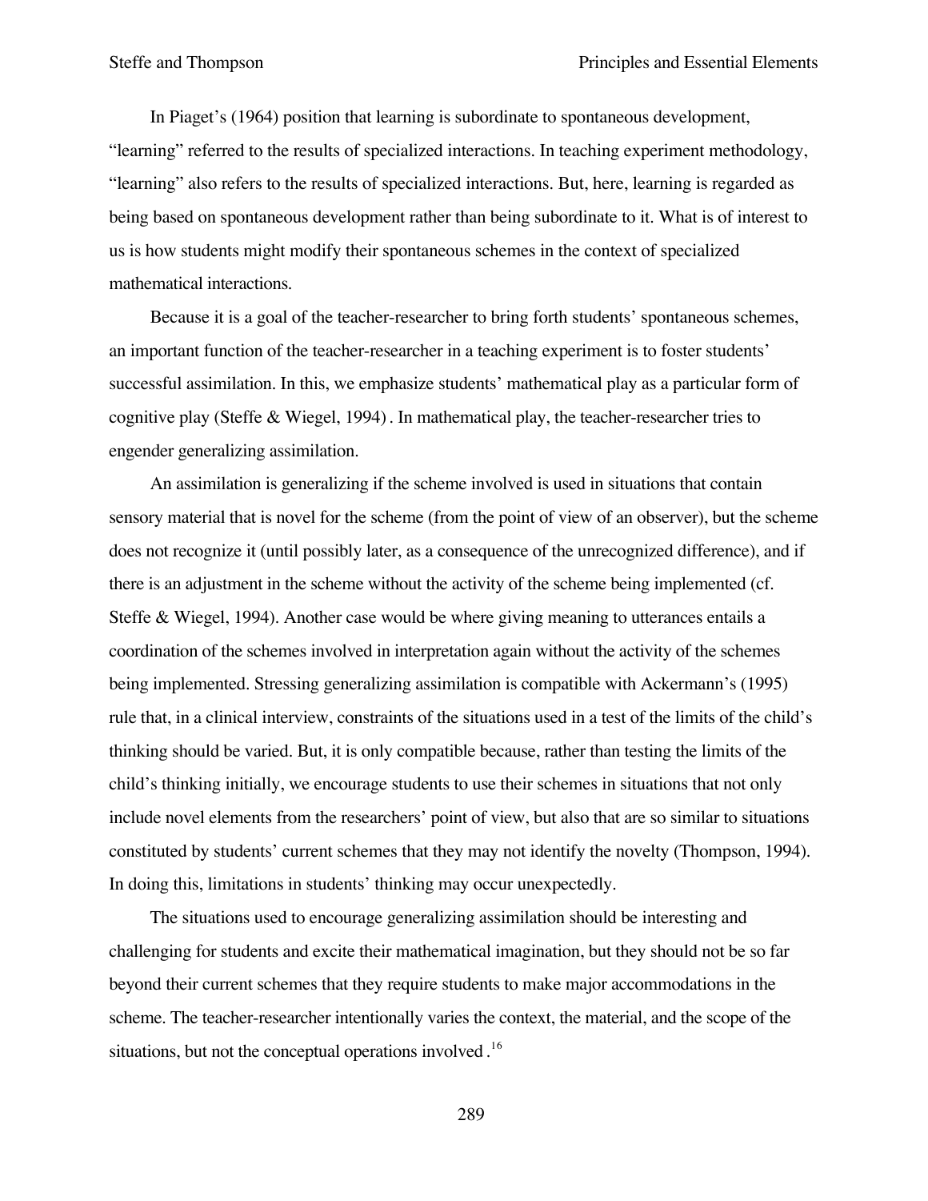In Piaget's (1964) position that learning is subordinate to spontaneous development, "learning" referred to the results of specialized interactions. In teaching experiment methodology, "learning" also refers to the results of specialized interactions. But, here, learning is regarded as being based on spontaneous development rather than being subordinate to it. What is of interest to us is how students might modify their spontaneous schemes in the context of specialized mathematical interactions.

Because it is a goal of the teacher-researcher to bring forth students' spontaneous schemes, an important function of the teacher-researcher in a teaching experiment is to foster students' successful assimilation. In this, we emphasize students' mathematical play as a particular form of cognitive play (Steffe & Wiegel, 1994). In mathematical play, the teacher-researcher tries to engender generalizing assimilation.

An assimilation is generalizing if the scheme involved is used in situations that contain sensory material that is novel for the scheme (from the point of view of an observer), but the scheme does not recognize it (until possibly later, as a consequence of the unrecognized difference), and if there is an adjustment in the scheme without the activity of the scheme being implemented (cf. Steffe & Wiegel, 1994). Another case would be where giving meaning to utterances entails a coordination of the schemes involved in interpretation again without the activity of the schemes being implemented. Stressing generalizing assimilation is compatible with Ackermann's (1995) rule that, in a clinical interview, constraints of the situations used in a test of the limits of the child's thinking should be varied. But, it is only compatible because, rather than testing the limits of the child's thinking initially, we encourage students to use their schemes in situations that not only include novel elements from the researchers' point of view, but also that are so similar to situations constituted by students' current schemes that they may not identify the novelty (Thompson, 1994). In doing this, limitations in students' thinking may occur unexpectedly.

The situations used to encourage generalizing assimilation should be interesting and challenging for students and excite their mathematical imagination, but they should not be so far beyond their current schemes that they require students to make major accommodations in the scheme. The teacher-researcher intentionally varies the context, the material, and the scope of the situations, but not the conceptual operations involved.[16]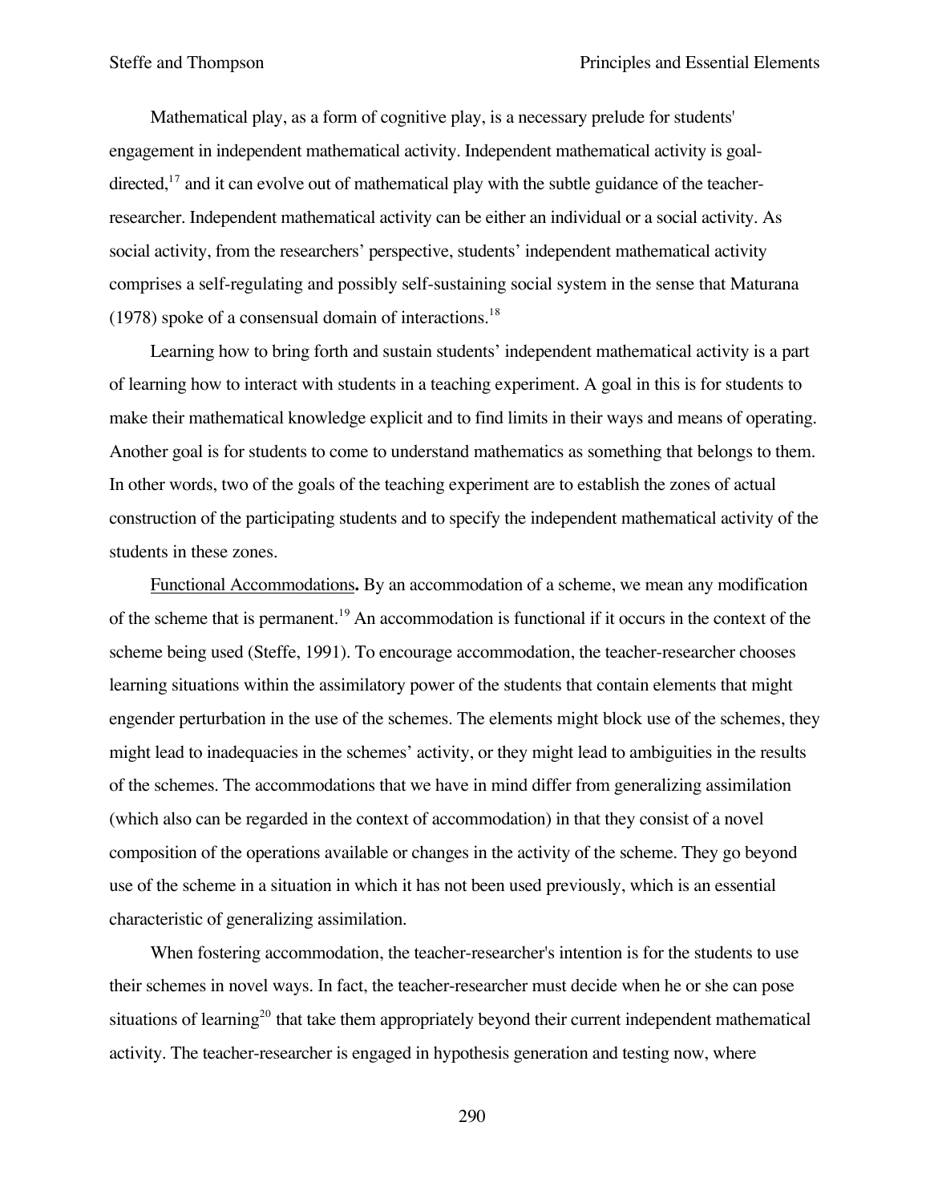Mathematical play, as a form of cognitive play, is a necessary prelude for students' engagement in independent mathematical activity. Independent mathematical activity is goal-directed,[17] and it can evolve out of mathematical play with the subtle guidance of the teacher-researcher. Independent mathematical activity can be either an individual or a social activity. As social activity, from the researchers' perspective, students' independent mathematical activity comprises a self-regulating and possibly self-sustaining social system in the sense that Maturana (1978) spoke of a consensual domain of interactions.[18]

Learning how to bring forth and sustain students' independent mathematical activity is a part of learning how to interact with students in a teaching experiment. A goal in this is for students to make their mathematical knowledge explicit and to find limits in their ways and means of operating. Another goal is for students to come to understand mathematics as something that belongs to them. In other words, two of the goals of the teaching experiment are to establish the zones of actual construction of the participating students and to specify the independent mathematical activity of the students in these zones.

<u>Functional Accommodations</u>**.** By an accommodation of a scheme, we mean any modification of the scheme that is permanent.[19] An accommodation is functional if it occurs in the context of the scheme being used (Steffe, 1991). To encourage accommodation, the teacher-researcher chooses learning situations within the assimilatory power of the students that contain elements that might engender perturbation in the use of the schemes. The elements might block use of the schemes, they might lead to inadequacies in the schemes' activity, or they might lead to ambiguities in the results of the schemes. The accommodations that we have in mind differ from generalizing assimilation (which also can be regarded in the context of accommodation) in that they consist of a novel composition of the operations available or changes in the activity of the scheme. They go beyond use of the scheme in a situation in which it has not been used previously, which is an essential characteristic of generalizing assimilation.

When fostering accommodation, the teacher-researcher's intention is for the students to use their schemes in novel ways. In fact, the teacher-researcher must decide when he or she can pose situations of learning[20] that take them appropriately beyond their current independent mathematical activity. The teacher-researcher is engaged in hypothesis generation and testing now, where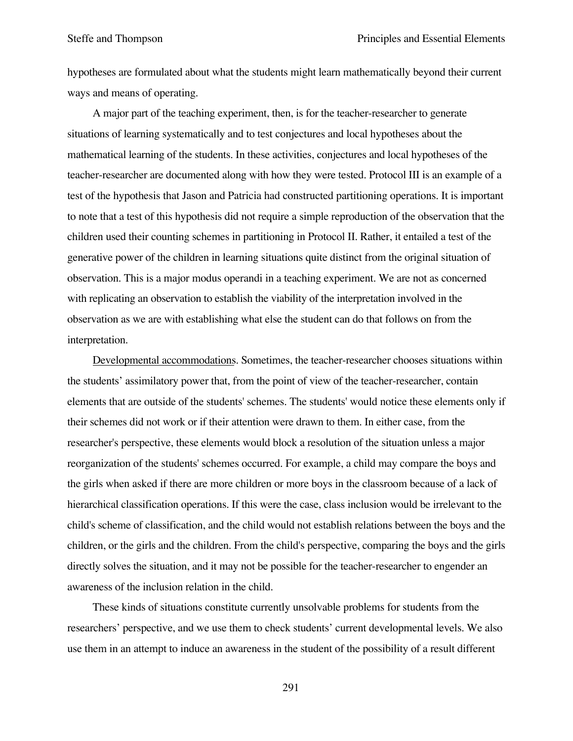hypotheses are formulated about what the students might learn mathematically beyond their current ways and means of operating.

A major part of the teaching experiment, then, is for the teacher-researcher to generate situations of learning systematically and to test conjectures and local hypotheses about the mathematical learning of the students. In these activities, conjectures and local hypotheses of the teacher-researcher are documented along with how they were tested. Protocol III is an example of a test of the hypothesis that Jason and Patricia had constructed partitioning operations. It is important to note that a test of this hypothesis did not require a simple reproduction of the observation that the children used their counting schemes in partitioning in Protocol II. Rather, it entailed a test of the generative power of the children in learning situations quite distinct from the original situation of observation. This is a major modus operandi in a teaching experiment. We are not as concerned with replicating an observation to establish the viability of the interpretation involved in the observation as we are with establishing what else the student can do that follows on from the interpretation.

<u>Developmental accommodations</u>. Sometimes, the teacher-researcher chooses situations within the students' assimilatory power that, from the point of view of the teacher-researcher, contain elements that are outside of the students' schemes. The students' would notice these elements only if their schemes did not work or if their attention were drawn to them. In either case, from the researcher's perspective, these elements would block a resolution of the situation unless a major reorganization of the students' schemes occurred. For example, a child may compare the boys and the girls when asked if there are more children or more boys in the classroom because of a lack of hierarchical classification operations. If this were the case, class inclusion would be irrelevant to the child's scheme of classification, and the child would not establish relations between the boys and the children, or the girls and the children. From the child's perspective, comparing the boys and the girls directly solves the situation, and it may not be possible for the teacher-researcher to engender an awareness of the inclusion relation in the child.

These kinds of situations constitute currently unsolvable problems for students from the researchers' perspective, and we use them to check students' current developmental levels. We also use them in an attempt to induce an awareness in the student of the possibility of a result different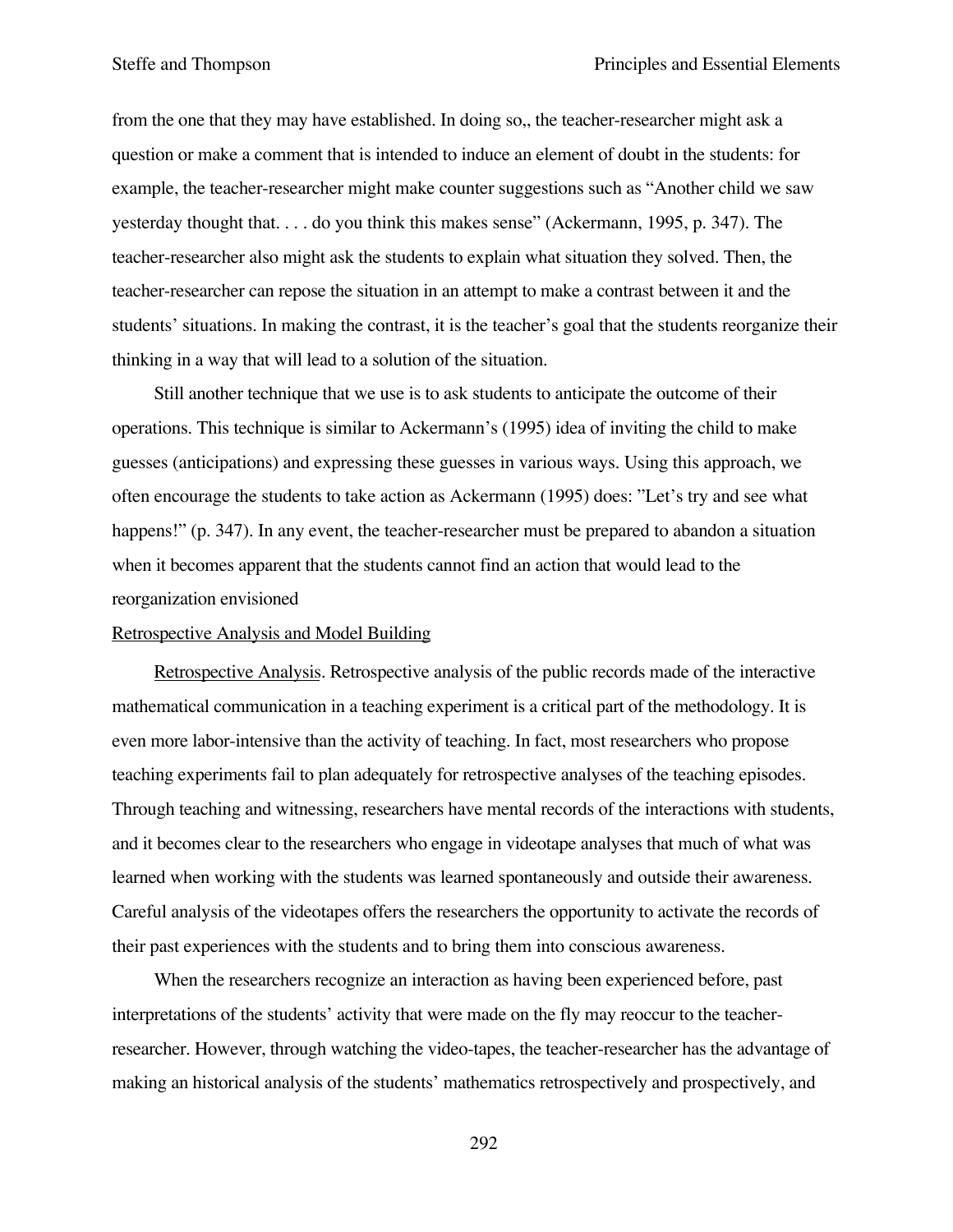from the one that they may have established. In doing so,, the teacher-researcher might ask a question or make a comment that is intended to induce an element of doubt in the students: for example, the teacher-researcher might make counter suggestions such as "Another child we saw yesterday thought that. . . . do you think this makes sense" (Ackermann, 1995, p. 347). The teacher-researcher also might ask the students to explain what situation they solved. Then, the teacher-researcher can repose the situation in an attempt to make a contrast between it and the students' situations. In making the contrast, it is the teacher's goal that the students reorganize their thinking in a way that will lead to a solution of the situation.

Still another technique that we use is to ask students to anticipate the outcome of their operations. This technique is similar to Ackermann's (1995) idea of inviting the child to make guesses (anticipations) and expressing these guesses in various ways. Using this approach, we often encourage the students to take action as Ackermann (1995) does: "Let's try and see what happens!" (p. 347). In any event, the teacher-researcher must be prepared to abandon a situation when it becomes apparent that the students cannot find an action that would lead to the reorganization envisioned

<u>Retrospective Analysis and Model Building</u>

<u>Retrospective Analysis</u>. Retrospective analysis of the public records made of the interactive mathematical communication in a teaching experiment is a critical part of the methodology. It is even more labor-intensive than the activity of teaching. In fact, most researchers who propose teaching experiments fail to plan adequately for retrospective analyses of the teaching episodes. Through teaching and witnessing, researchers have mental records of the interactions with students, and it becomes clear to the researchers who engage in videotape analyses that much of what was learned when working with the students was learned spontaneously and outside their awareness. Careful analysis of the videotapes offers the researchers the opportunity to activate the records of their past experiences with the students and to bring them into conscious awareness.

When the researchers recognize an interaction as having been experienced before, past interpretations of the students' activity that were made on the fly may reoccur to the teacher-researcher. However, through watching the video-tapes, the teacher-researcher has the advantage of making an historical analysis of the students' mathematics retrospectively and prospectively, and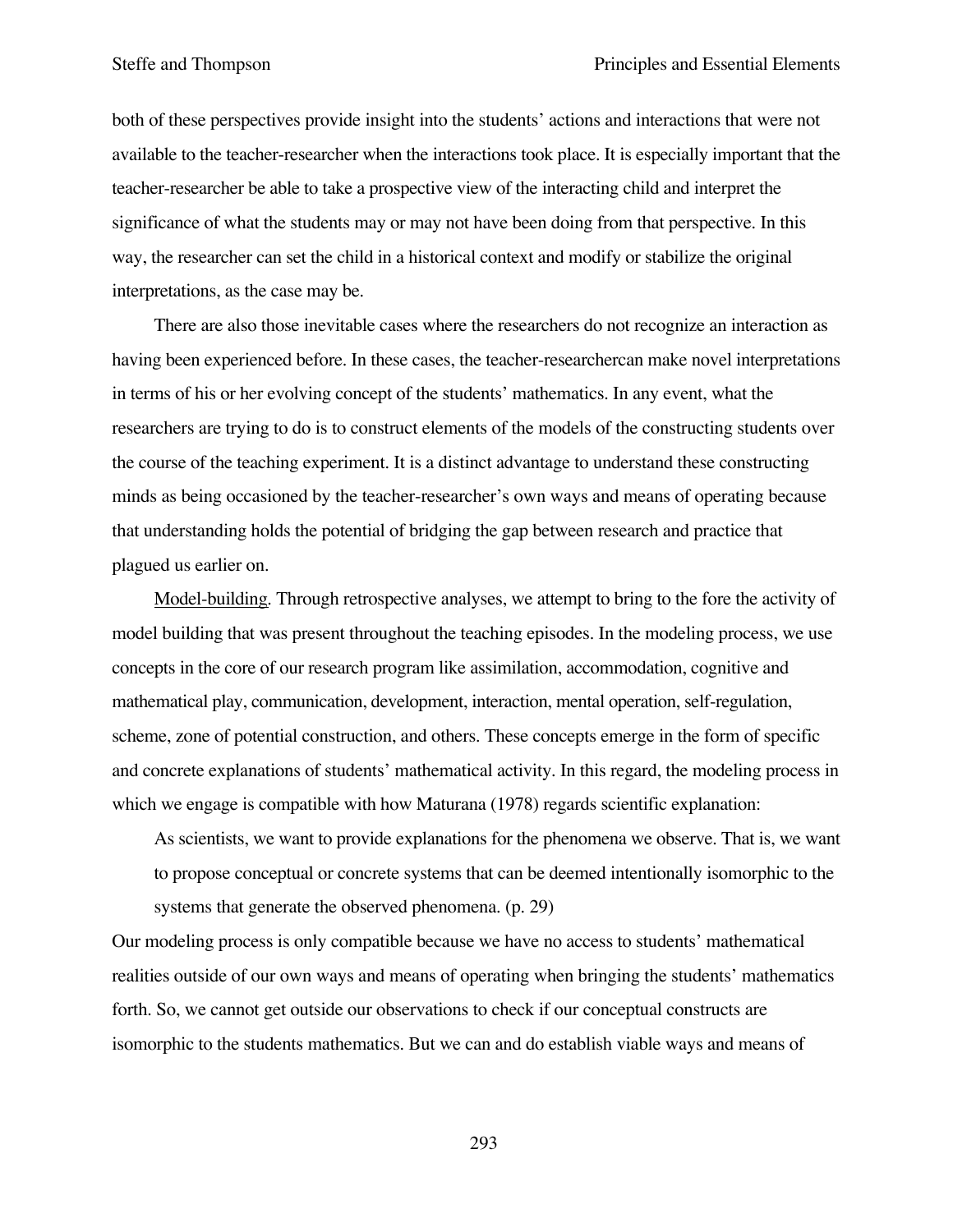both of these perspectives provide insight into the students' actions and interactions that were not available to the teacher-researcher when the interactions took place. It is especially important that the teacher-researcher be able to take a prospective view of the interacting child and interpret the significance of what the students may or may not have been doing from that perspective. In this way, the researcher can set the child in a historical context and modify or stabilize the original interpretations, as the case may be.

There are also those inevitable cases where the researchers do not recognize an interaction as having been experienced before. In these cases, the teacher-researchercan make novel interpretations in terms of his or her evolving concept of the students' mathematics. In any event, what the researchers are trying to do is to construct elements of the models of the constructing students over the course of the teaching experiment. It is a distinct advantage to understand these constructing minds as being occasioned by the teacher-researcher's own ways and means of operating because that understanding holds the potential of bridging the gap between research and practice that plagued us earlier on.

Model-building. Through retrospective analyses, we attempt to bring to the fore the activity of model building that was present throughout the teaching episodes. In the modeling process, we use concepts in the core of our research program like assimilation, accommodation, cognitive and mathematical play, communication, development, interaction, mental operation, self-regulation, scheme, zone of potential construction, and others. These concepts emerge in the form of specific and concrete explanations of students' mathematical activity. In this regard, the modeling process in which we engage is compatible with how Maturana (1978) regards scientific explanation:

> As scientists, we want to provide explanations for the phenomena we observe. That is, we want to propose conceptual or concrete systems that can be deemed intentionally isomorphic to the systems that generate the observed phenomena. (p. 29)

Our modeling process is only compatible because we have no access to students' mathematical realities outside of our own ways and means of operating when bringing the students' mathematics forth. So, we cannot get outside our observations to check if our conceptual constructs are isomorphic to the students mathematics. But we can and do establish viable ways and means of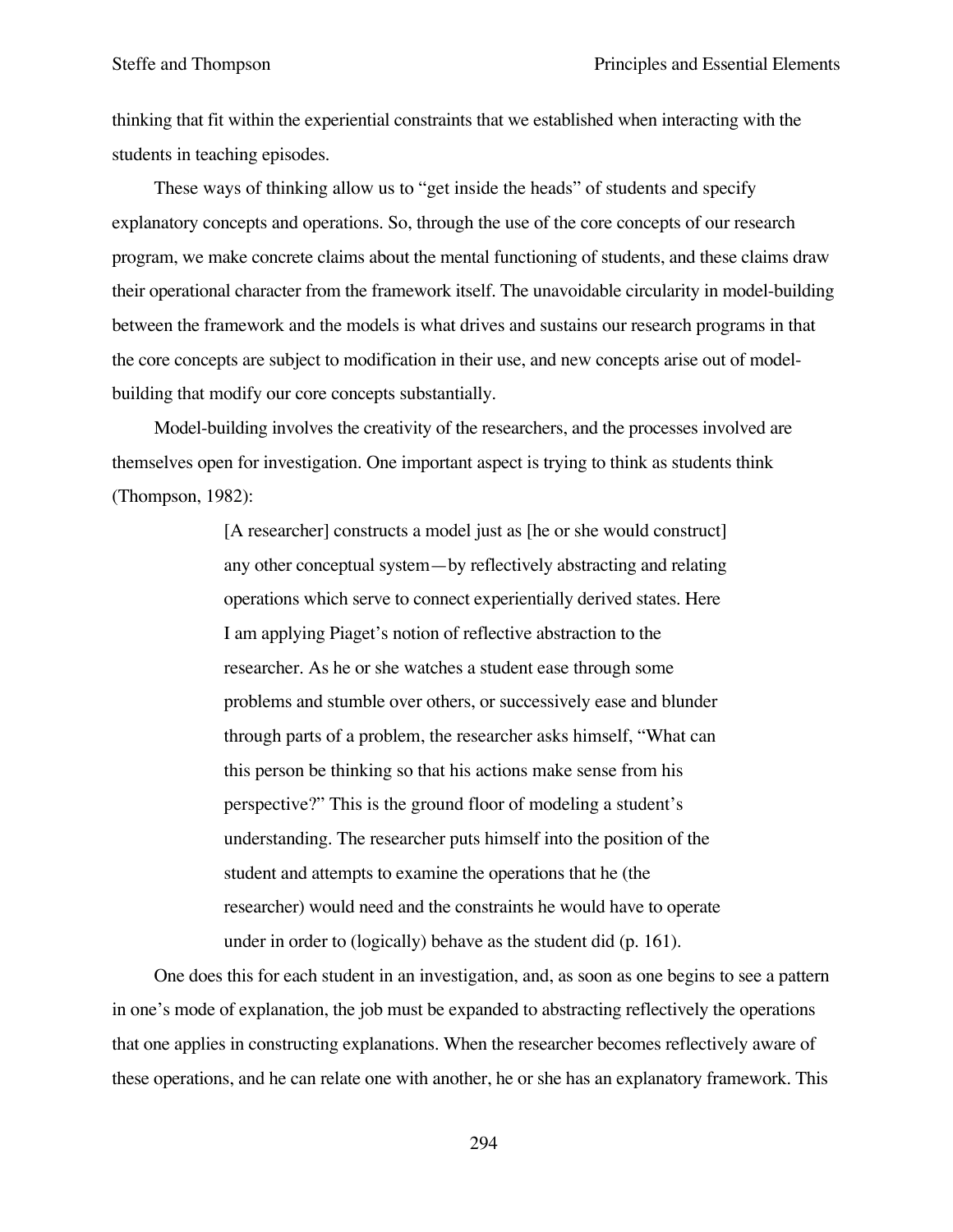thinking that fit within the experiential constraints that we established when interacting with the students in teaching episodes.

These ways of thinking allow us to “get inside the heads” of students and specify explanatory concepts and operations. So, through the use of the core concepts of our research program, we make concrete claims about the mental functioning of students, and these claims draw their operational character from the framework itself. The unavoidable circularity in model-building between the framework and the models is what drives and sustains our research programs in that the core concepts are subject to modification in their use, and new concepts arise out of model-building that modify our core concepts substantially.

Model-building involves the creativity of the researchers, and the processes involved are themselves open for investigation. One important aspect is trying to think as students think (Thompson, 1982):

> [A researcher] constructs a model just as [he or she would construct] any other conceptual system—by reflectively abstracting and relating operations which serve to connect experientially derived states. Here I am applying Piaget’s notion of reflective abstraction to the researcher. As he or she watches a student ease through some problems and stumble over others, or successively ease and blunder through parts of a problem, the researcher asks himself, “What can this person be thinking so that his actions make sense from his perspective?” This is the ground floor of modeling a student’s understanding. The researcher puts himself into the position of the student and attempts to examine the operations that he (the researcher) would need and the constraints he would have to operate under in order to (logically) behave as the student did (p. 161).

One does this for each student in an investigation, and, as soon as one begins to see a pattern in one’s mode of explanation, the job must be expanded to abstracting reflectively the operations that one applies in constructing explanations. When the researcher becomes reflectively aware of these operations, and he can relate one with another, he or she has an explanatory framework. This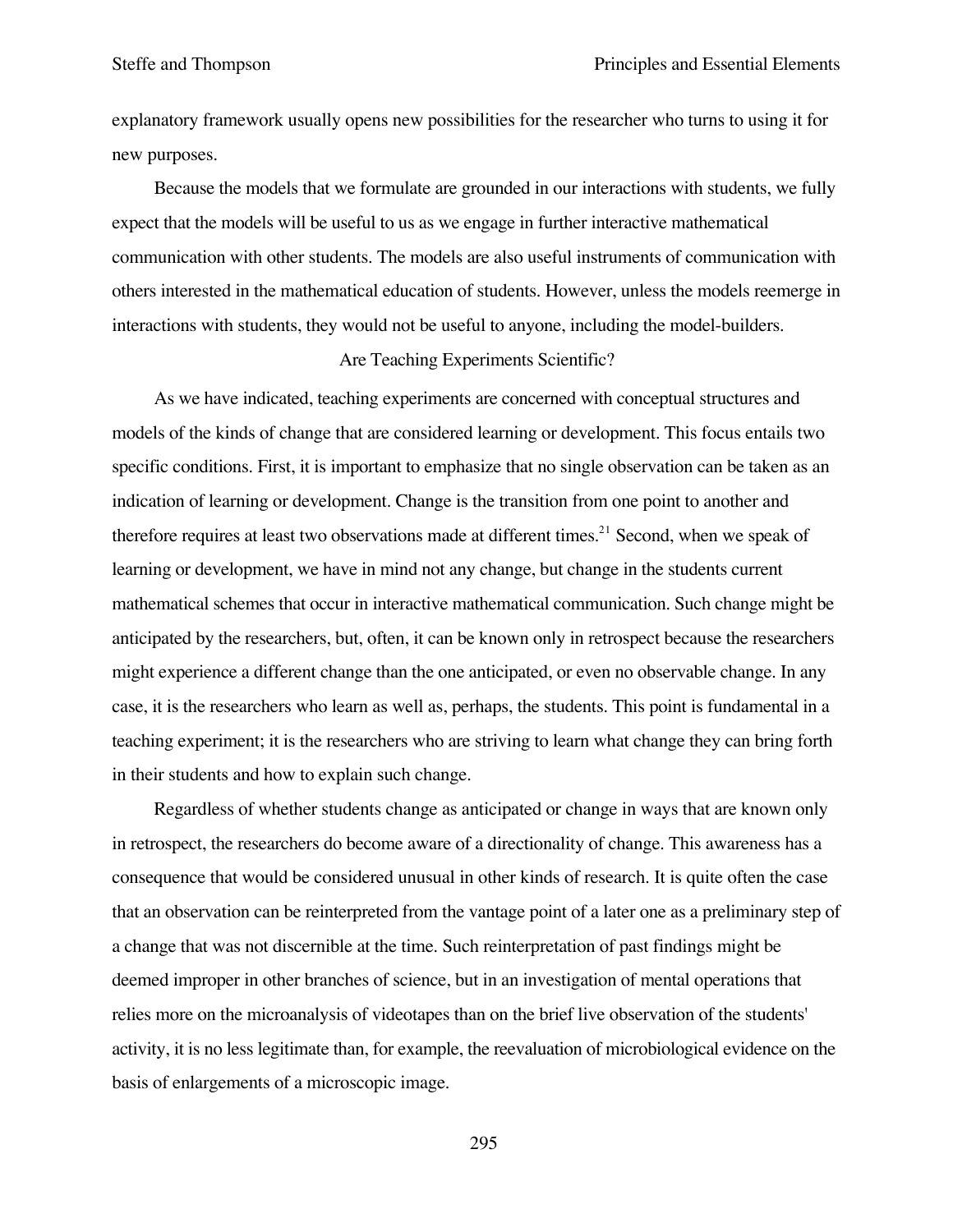explanatory framework usually opens new possibilities for the researcher who turns to using it for new purposes.

Because the models that we formulate are grounded in our interactions with students, we fully expect that the models will be useful to us as we engage in further interactive mathematical communication with other students. The models are also useful instruments of communication with others interested in the mathematical education of students. However, unless the models reemerge in interactions with students, they would not be useful to anyone, including the model-builders.

## Are Teaching Experiments Scientific?

As we have indicated, teaching experiments are concerned with conceptual structures and models of the kinds of change that are considered learning or development. This focus entails two specific conditions. First, it is important to emphasize that no single observation can be taken as an indication of learning or development. Change is the transition from one point to another and therefore requires at least two observations made at different times.[21] Second, when we speak of learning or development, we have in mind not any change, but change in the students current mathematical schemes that occur in interactive mathematical communication. Such change might be anticipated by the researchers, but, often, it can be known only in retrospect because the researchers might experience a different change than the one anticipated, or even no observable change. In any case, it is the researchers who learn as well as, perhaps, the students. This point is fundamental in a teaching experiment; it is the researchers who are striving to learn what change they can bring forth in their students and how to explain such change.

Regardless of whether students change as anticipated or change in ways that are known only in retrospect, the researchers do become aware of a directionality of change. This awareness has a consequence that would be considered unusual in other kinds of research. It is quite often the case that an observation can be reinterpreted from the vantage point of a later one as a preliminary step of a change that was not discernible at the time. Such reinterpretation of past findings might be deemed improper in other branches of science, but in an investigation of mental operations that relies more on the microanalysis of videotapes than on the brief live observation of the students' activity, it is no less legitimate than, for example, the reevaluation of microbiological evidence on the basis of enlargements of a microscopic image.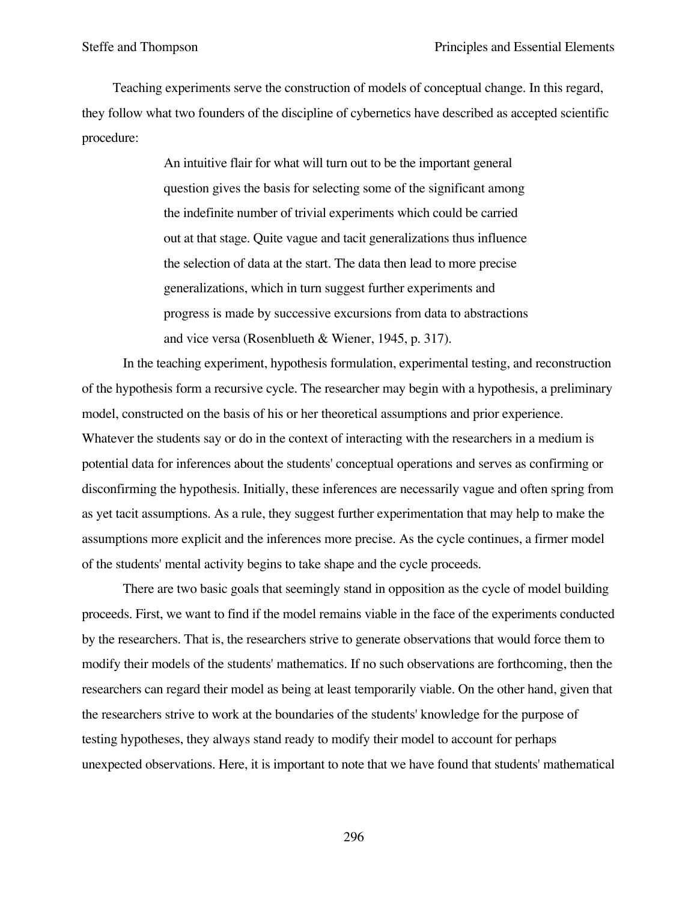Teaching experiments serve the construction of models of conceptual change. In this regard, they follow what two founders of the discipline of cybernetics have described as accepted scientific procedure:

> An intuitive flair for what will turn out to be the important general question gives the basis for selecting some of the significant among the indefinite number of trivial experiments which could be carried out at that stage. Quite vague and tacit generalizations thus influence the selection of data at the start. The data then lead to more precise generalizations, which in turn suggest further experiments and progress is made by successive excursions from data to abstractions and vice versa (Rosenblueth & Wiener, 1945, p. 317).

In the teaching experiment, hypothesis formulation, experimental testing, and reconstruction of the hypothesis form a recursive cycle. The researcher may begin with a hypothesis, a preliminary model, constructed on the basis of his or her theoretical assumptions and prior experience. Whatever the students say or do in the context of interacting with the researchers in a medium is potential data for inferences about the students' conceptual operations and serves as confirming or disconfirming the hypothesis. Initially, these inferences are necessarily vague and often spring from as yet tacit assumptions. As a rule, they suggest further experimentation that may help to make the assumptions more explicit and the inferences more precise. As the cycle continues, a firmer model of the students' mental activity begins to take shape and the cycle proceeds.

There are two basic goals that seemingly stand in opposition as the cycle of model building proceeds. First, we want to find if the model remains viable in the face of the experiments conducted by the researchers. That is, the researchers strive to generate observations that would force them to modify their models of the students' mathematics. If no such observations are forthcoming, then the researchers can regard their model as being at least temporarily viable. On the other hand, given that the researchers strive to work at the boundaries of the students' knowledge for the purpose of testing hypotheses, they always stand ready to modify their model to account for perhaps unexpected observations. Here, it is important to note that we have found that students' mathematical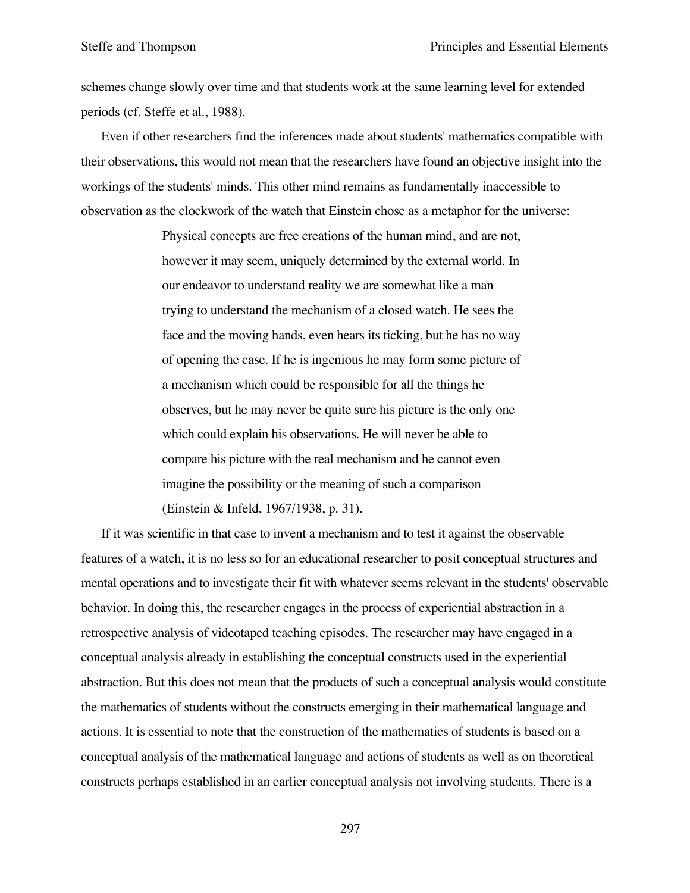schemes change slowly over time and that students work at the same learning level for extended periods (cf. Steffe et al., 1988).

Even if other researchers find the inferences made about students' mathematics compatible with their observations, this would not mean that the researchers have found an objective insight into the workings of the students' minds. This other mind remains as fundamentally inaccessible to observation as the clockwork of the watch that Einstein chose as a metaphor for the universe:

> Physical concepts are free creations of the human mind, and are not, however it may seem, uniquely determined by the external world. In our endeavor to understand reality we are somewhat like a man trying to understand the mechanism of a closed watch. He sees the face and the moving hands, even hears its ticking, but he has no way of opening the case. If he is ingenious he may form some picture of a mechanism which could be responsible for all the things he observes, but he may never be quite sure his picture is the only one which could explain his observations. He will never be able to compare his picture with the real mechanism and he cannot even imagine the possibility or the meaning of such a comparison (Einstein & Infeld, 1967/1938, p. 31).

If it was scientific in that case to invent a mechanism and to test it against the observable features of a watch, it is no less so for an educational researcher to posit conceptual structures and mental operations and to investigate their fit with whatever seems relevant in the students' observable behavior. In doing this, the researcher engages in the process of experiential abstraction in a retrospective analysis of videotaped teaching episodes. The researcher may have engaged in a conceptual analysis already in establishing the conceptual constructs used in the experiential abstraction. But this does not mean that the products of such a conceptual analysis would constitute the mathematics of students without the constructs emerging in their mathematical language and actions. It is essential to note that the construction of the mathematics of students is based on a conceptual analysis of the mathematical language and actions of students as well as on theoretical constructs perhaps established in an earlier conceptual analysis not involving students. There is a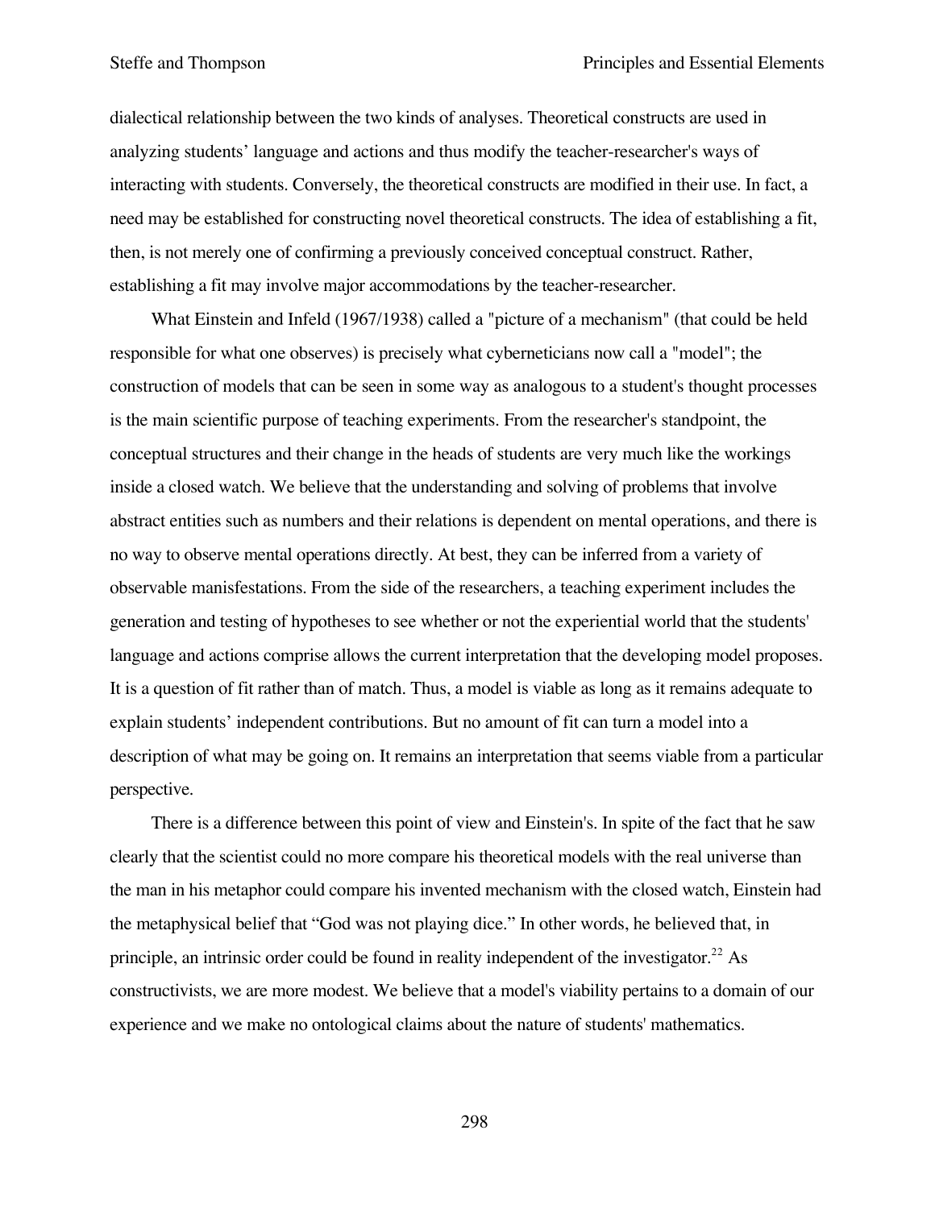dialectical relationship between the two kinds of analyses. Theoretical constructs are used in analyzing students' language and actions and thus modify the teacher-researcher's ways of interacting with students. Conversely, the theoretical constructs are modified in their use. In fact, a need may be established for constructing novel theoretical constructs. The idea of establishing a fit, then, is not merely one of confirming a previously conceived conceptual construct. Rather, establishing a fit may involve major accommodations by the teacher-researcher.

What Einstein and Infeld (1967/1938) called a "picture of a mechanism" (that could be held responsible for what one observes) is precisely what cyberneticians now call a "model"; the construction of models that can be seen in some way as analogous to a student's thought processes is the main scientific purpose of teaching experiments. From the researcher's standpoint, the conceptual structures and their change in the heads of students are very much like the workings inside a closed watch. We believe that the understanding and solving of problems that involve abstract entities such as numbers and their relations is dependent on mental operations, and there is no way to observe mental operations directly. At best, they can be inferred from a variety of observable manisfestations. From the side of the researchers, a teaching experiment includes the generation and testing of hypotheses to see whether or not the experiential world that the students' language and actions comprise allows the current interpretation that the developing model proposes. It is a question of fit rather than of match. Thus, a model is viable as long as it remains adequate to explain students' independent contributions. But no amount of fit can turn a model into a description of what may be going on. It remains an interpretation that seems viable from a particular perspective.

There is a difference between this point of view and Einstein's. In spite of the fact that he saw clearly that the scientist could no more compare his theoretical models with the real universe than the man in his metaphor could compare his invented mechanism with the closed watch, Einstein had the metaphysical belief that "God was not playing dice." In other words, he believed that, in principle, an intrinsic order could be found in reality independent of the investigator.[22] As constructivists, we are more modest. We believe that a model's viability pertains to a domain of our experience and we make no ontological claims about the nature of students' mathematics.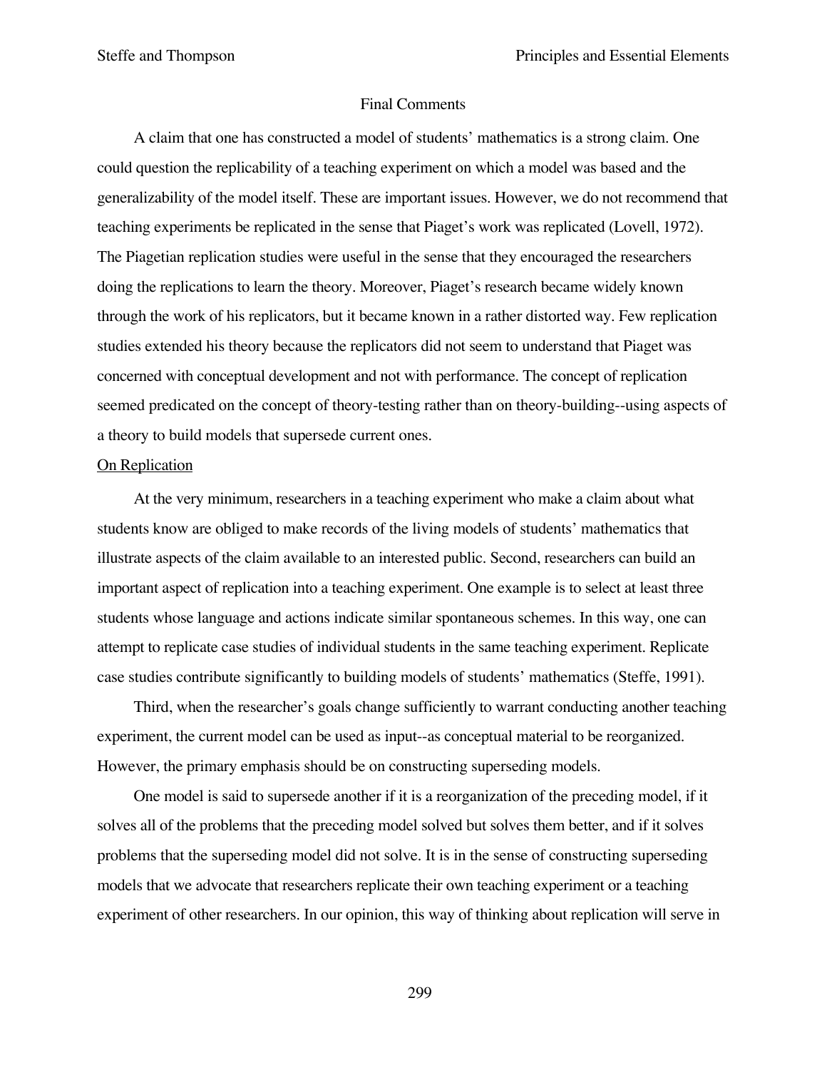## Final Comments

A claim that one has constructed a model of students' mathematics is a strong claim. One could question the replicability of a teaching experiment on which a model was based and the generalizability of the model itself. These are important issues. However, we do not recommend that teaching experiments be replicated in the sense that Piaget's work was replicated (Lovell, 1972). The Piagetian replication studies were useful in the sense that they encouraged the researchers doing the replications to learn the theory. Moreover, Piaget's research became widely known through the work of his replicators, but it became known in a rather distorted way. Few replication studies extended his theory because the replicators did not seem to understand that Piaget was concerned with conceptual development and not with performance. The concept of replication seemed predicated on the concept of theory-testing rather than on theory-building--using aspects of a theory to build models that supersede current ones.

### On Replication

At the very minimum, researchers in a teaching experiment who make a claim about what students know are obliged to make records of the living models of students' mathematics that illustrate aspects of the claim available to an interested public. Second, researchers can build an important aspect of replication into a teaching experiment. One example is to select at least three students whose language and actions indicate similar spontaneous schemes. In this way, one can attempt to replicate case studies of individual students in the same teaching experiment. Replicate case studies contribute significantly to building models of students' mathematics (Steffe, 1991).

Third, when the researcher's goals change sufficiently to warrant conducting another teaching experiment, the current model can be used as input--as conceptual material to be reorganized. However, the primary emphasis should be on constructing superseding models.

One model is said to supersede another if it is a reorganization of the preceding model, if it solves all of the problems that the preceding model solved but solves them better, and if it solves problems that the superseding model did not solve. It is in the sense of constructing superseding models that we advocate that researchers replicate their own teaching experiment or a teaching experiment of other researchers. In our opinion, this way of thinking about replication will serve in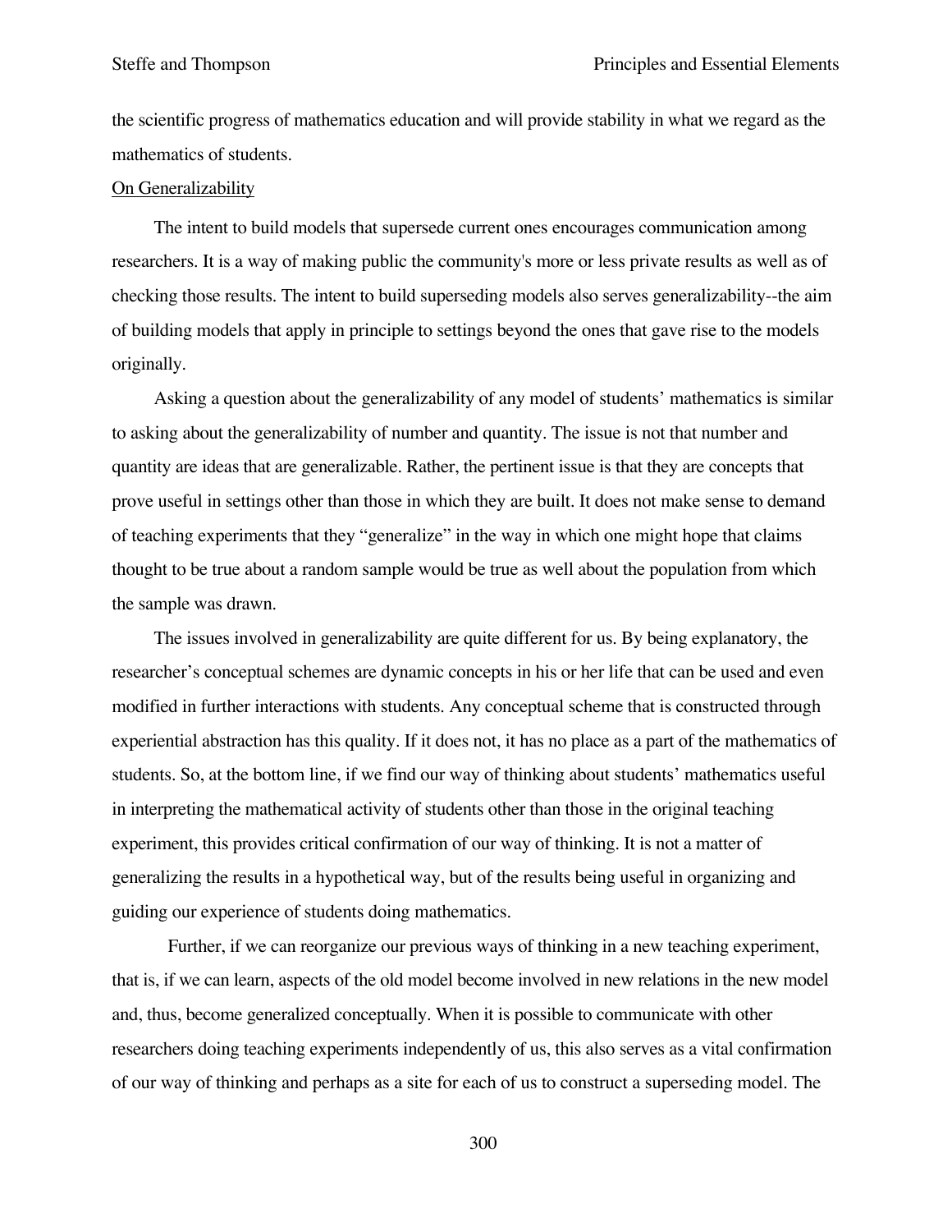the scientific progress of mathematics education and will provide stability in what we regard as the mathematics of students.

## On Generalizability

The intent to build models that supersede current ones encourages communication among researchers. It is a way of making public the community's more or less private results as well as of checking those results. The intent to build superseding models also serves generalizability--the aim of building models that apply in principle to settings beyond the ones that gave rise to the models originally.

Asking a question about the generalizability of any model of students' mathematics is similar to asking about the generalizability of number and quantity. The issue is not that number and quantity are ideas that are generalizable. Rather, the pertinent issue is that they are concepts that prove useful in settings other than those in which they are built. It does not make sense to demand of teaching experiments that they "generalize" in the way in which one might hope that claims thought to be true about a random sample would be true as well about the population from which the sample was drawn.

The issues involved in generalizability are quite different for us. By being explanatory, the researcher's conceptual schemes are dynamic concepts in his or her life that can be used and even modified in further interactions with students. Any conceptual scheme that is constructed through experiential abstraction has this quality. If it does not, it has no place as a part of the mathematics of students. So, at the bottom line, if we find our way of thinking about students' mathematics useful in interpreting the mathematical activity of students other than those in the original teaching experiment, this provides critical confirmation of our way of thinking. It is not a matter of generalizing the results in a hypothetical way, but of the results being useful in organizing and guiding our experience of students doing mathematics.

Further, if we can reorganize our previous ways of thinking in a new teaching experiment, that is, if we can learn, aspects of the old model become involved in new relations in the new model and, thus, become generalized conceptually. When it is possible to communicate with other researchers doing teaching experiments independently of us, this also serves as a vital confirmation of our way of thinking and perhaps as a site for each of us to construct a superseding model. The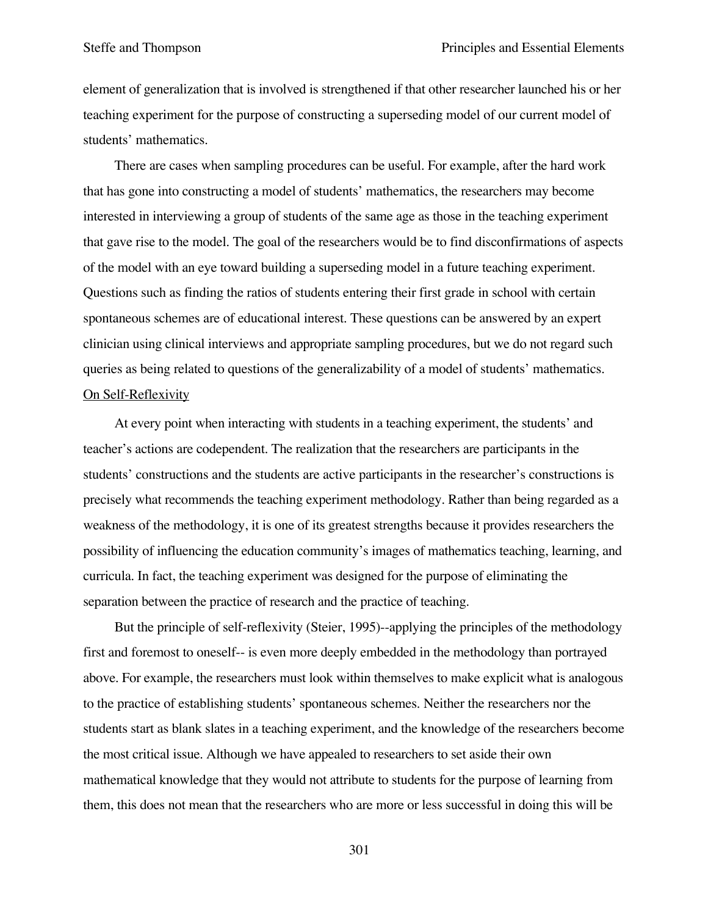element of generalization that is involved is strengthened if that other researcher launched his or her teaching experiment for the purpose of constructing a superseding model of our current model of students' mathematics.

There are cases when sampling procedures can be useful. For example, after the hard work that has gone into constructing a model of students' mathematics, the researchers may become interested in interviewing a group of students of the same age as those in the teaching experiment that gave rise to the model. The goal of the researchers would be to find disconfirmations of aspects of the model with an eye toward building a superseding model in a future teaching experiment. Questions such as finding the ratios of students entering their first grade in school with certain spontaneous schemes are of educational interest. These questions can be answered by an expert clinician using clinical interviews and appropriate sampling procedures, but we do not regard such queries as being related to questions of the generalizability of a model of students' mathematics.

<u>On Self-Reflexivity</u>

At every point when interacting with students in a teaching experiment, the students' and teacher's actions are codependent. The realization that the researchers are participants in the students' constructions and the students are active participants in the researcher's constructions is precisely what recommends the teaching experiment methodology. Rather than being regarded as a weakness of the methodology, it is one of its greatest strengths because it provides researchers the possibility of influencing the education community's images of mathematics teaching, learning, and curricula. In fact, the teaching experiment was designed for the purpose of eliminating the separation between the practice of research and the practice of teaching.

But the principle of self-reflexivity (Steier, 1995)--applying the principles of the methodology first and foremost to oneself-- is even more deeply embedded in the methodology than portrayed above. For example, the researchers must look within themselves to make explicit what is analogous to the practice of establishing students' spontaneous schemes. Neither the researchers nor the students start as blank slates in a teaching experiment, and the knowledge of the researchers become the most critical issue. Although we have appealed to researchers to set aside their own mathematical knowledge that they would not attribute to students for the purpose of learning from them, this does not mean that the researchers who are more or less successful in doing this will be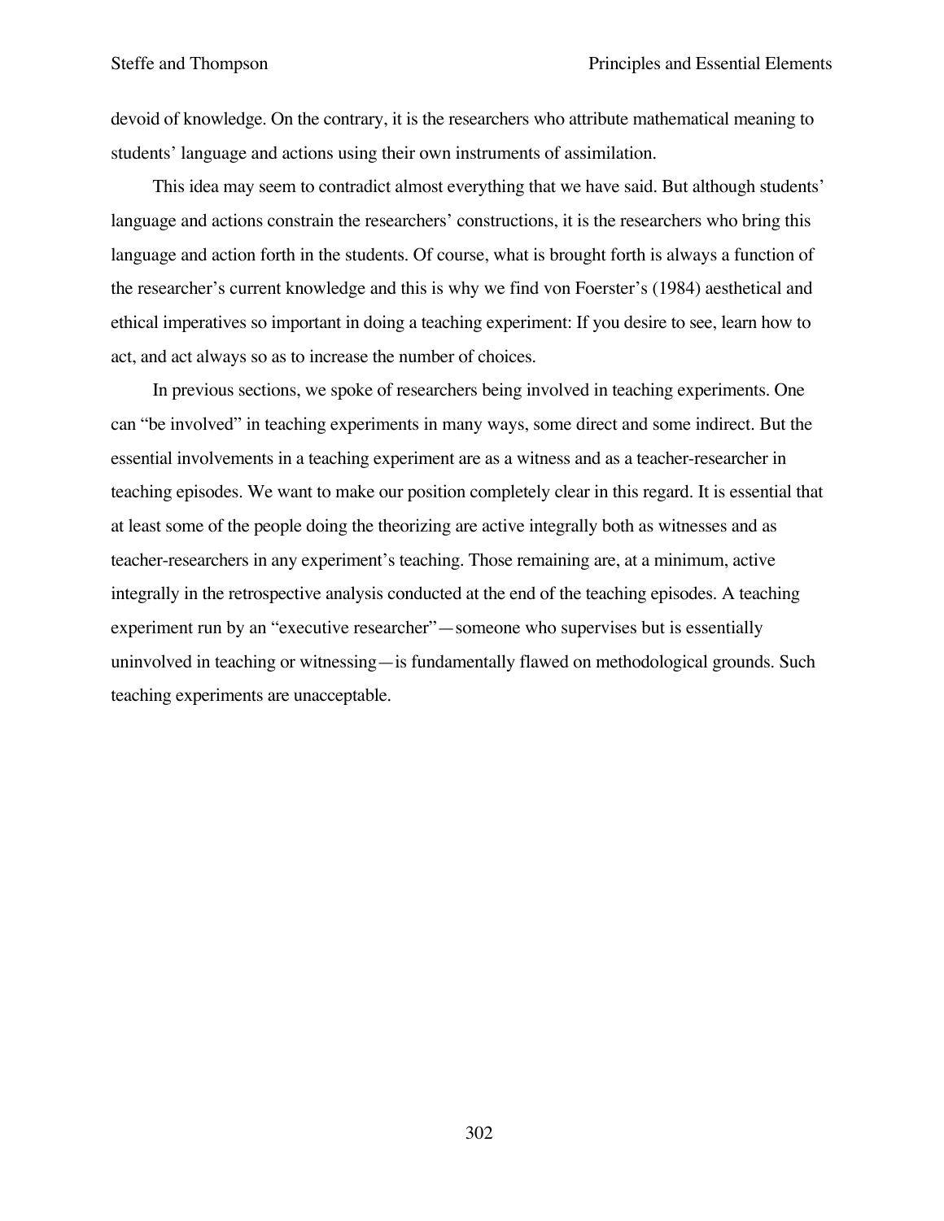devoid of knowledge. On the contrary, it is the researchers who attribute mathematical meaning to students' language and actions using their own instruments of assimilation.

This idea may seem to contradict almost everything that we have said. But although students' language and actions constrain the researchers' constructions, it is the researchers who bring this language and action forth in the students. Of course, what is brought forth is always a function of the researcher's current knowledge and this is why we find von Foerster's (1984) aesthetical and ethical imperatives so important in doing a teaching experiment: If you desire to see, learn how to act, and act always so as to increase the number of choices.

In previous sections, we spoke of researchers being involved in teaching experiments. One can "be involved" in teaching experiments in many ways, some direct and some indirect. But the essential involvements in a teaching experiment are as a witness and as a teacher-researcher in teaching episodes. We want to make our position completely clear in this regard. It is essential that at least some of the people doing the theorizing are active integrally both as witnesses and as teacher-researchers in any experiment's teaching. Those remaining are, at a minimum, active integrally in the retrospective analysis conducted at the end of the teaching episodes. A teaching experiment run by an "executive researcher"—someone who supervises but is essentially uninvolved in teaching or witnessing—is fundamentally flawed on methodological grounds. Such teaching experiments are unacceptable.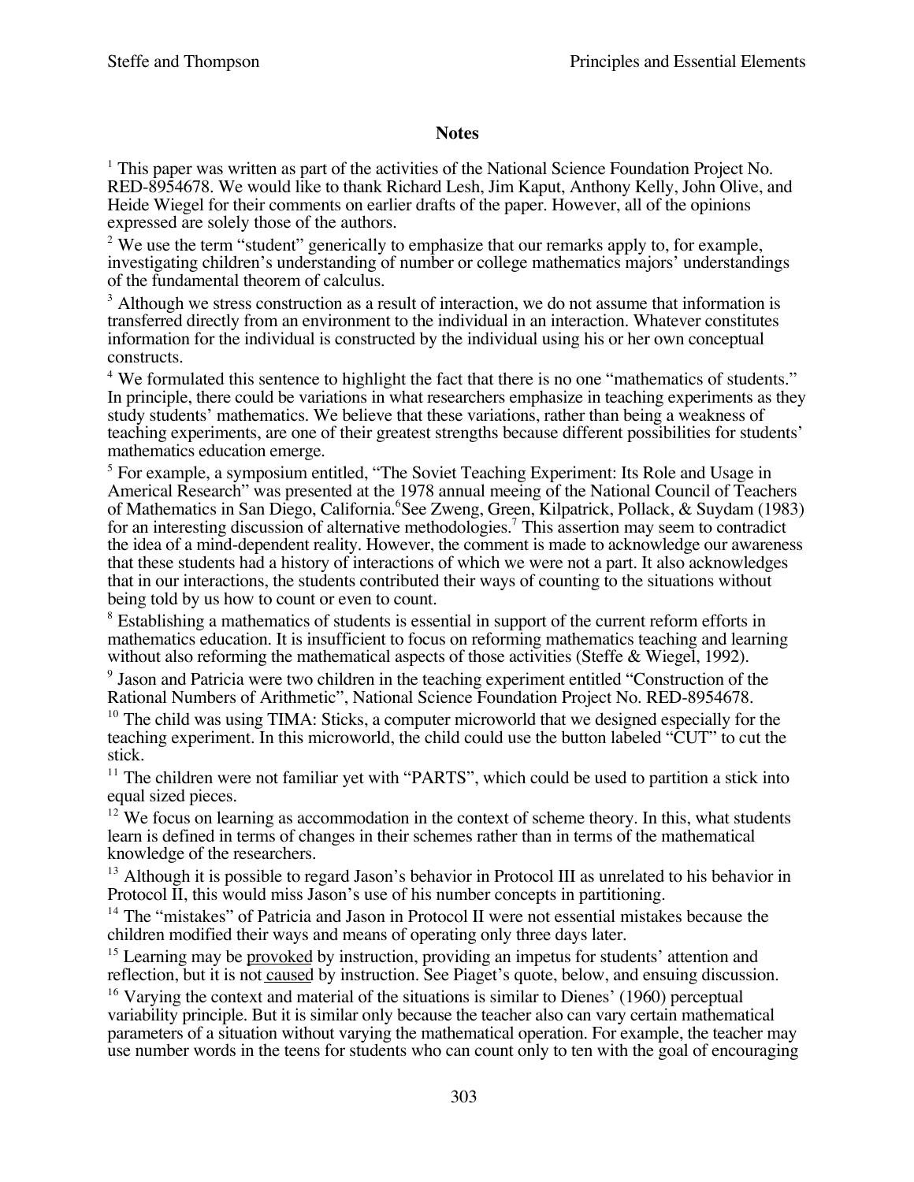**Notes**

[1] This paper was written as part of the activities of the National Science Foundation Project No. RED-8954678. We would like to thank Richard Lesh, Jim Kaput, Anthony Kelly, John Olive, and Heide Wiegel for their comments on earlier drafts of the paper. However, all of the opinions expressed are solely those of the authors.

[2] We use the term "student" generically to emphasize that our remarks apply to, for example, investigating children's understanding of number or college mathematics majors' understandings of the fundamental theorem of calculus.

[3] Although we stress construction as a result of interaction, we do not assume that information is transferred directly from an environment to the individual in an interaction. Whatever constitutes information for the individual is constructed by the individual using his or her own conceptual constructs.

[4] We formulated this sentence to highlight the fact that there is no one "mathematics of students." In principle, there could be variations in what researchers emphasize in teaching experiments as they study students' mathematics. We believe that these variations, rather than being a weakness of teaching experiments, are one of their greatest strengths because different possibilities for students' mathematics education emerge.

[5] For example, a symposium entitled, "The Soviet Teaching Experiment: Its Role and Usage in Americal Research" was presented at the 1978 annual meeing of the National Council of Teachers of Mathematics in San Diego, California.[6]See Zweng, Green, Kilpatrick, Pollack, & Suydam (1983) for an interesting discussion of alternative methodologies.[7] This assertion may seem to contradict the idea of a mind-dependent reality. However, the comment is made to acknowledge our awareness that these students had a history of interactions of which we were not a part. It also acknowledges that in our interactions, the students contributed their ways of counting to the situations without being told by us how to count or even to count.

[8] Establishing a mathematics of students is essential in support of the current reform efforts in mathematics education. It is insufficient to focus on reforming mathematics teaching and learning without also reforming the mathematical aspects of those activities (Steffe & Wiegel, 1992).

[9] Jason and Patricia were two children in the teaching experiment entitled "Construction of the Rational Numbers of Arithmetic", National Science Foundation Project No. RED-8954678.

[10] The child was using TIMA: Sticks, a computer microworld that we designed especially for the teaching experiment. In this microworld, the child could use the button labeled "CUT" to cut the stick.

[11] The children were not familiar yet with "PARTS", which could be used to partition a stick into equal sized pieces.

[12] We focus on learning as accommodation in the context of scheme theory. In this, what students learn is defined in terms of changes in their schemes rather than in terms of the mathematical knowledge of the researchers.

[13] Although it is possible to regard Jason's behavior in Protocol III as unrelated to his behavior in Protocol II, this would miss Jason's use of his number concepts in partitioning.

[14] The "mistakes" of Patricia and Jason in Protocol II were not essential mistakes because the children modified their ways and means of operating only three days later.

[15] Learning may be <u>provoked</u> by instruction, providing an impetus for students' attention and reflection, but it is not <u>caused</u> by instruction. See Piaget's quote, below, and ensuing discussion.

[16] Varying the context and material of the situations is similar to Dienes' (1960) perceptual variability principle. But it is similar only because the teacher also can vary certain mathematical parameters of a situation without varying the mathematical operation. For example, the teacher may use number words in the teens for students who can count only to ten with the goal of encouraging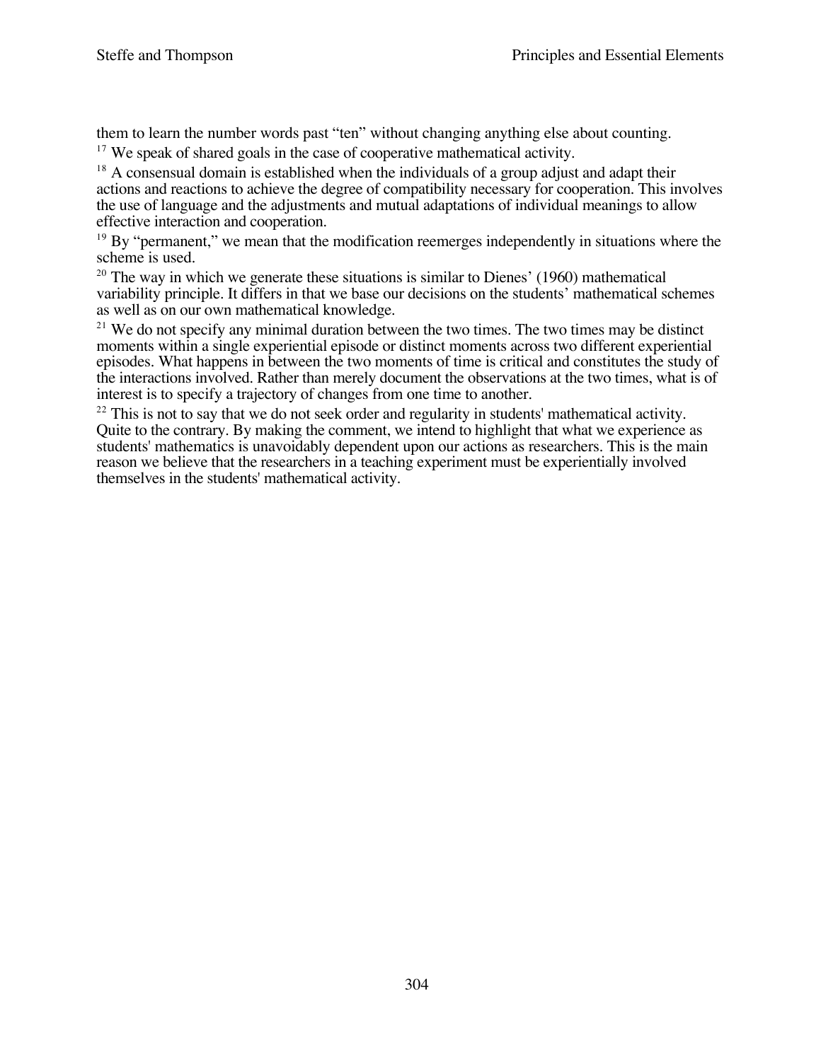them to learn the number words past "ten" without changing anything else about counting.

[17] We speak of shared goals in the case of cooperative mathematical activity.

[18] A consensual domain is established when the individuals of a group adjust and adapt their actions and reactions to achieve the degree of compatibility necessary for cooperation. This involves the use of language and the adjustments and mutual adaptations of individual meanings to allow effective interaction and cooperation.

[19] By "permanent," we mean that the modification reemerges independently in situations where the scheme is used.

[20] The way in which we generate these situations is similar to Dienes' (1960) mathematical variability principle. It differs in that we base our decisions on the students' mathematical schemes as well as on our own mathematical knowledge.

[21] We do not specify any minimal duration between the two times. The two times may be distinct moments within a single experiential episode or distinct moments across two different experiential episodes. What happens in between the two moments of time is critical and constitutes the study of the interactions involved. Rather than merely document the observations at the two times, what is of interest is to specify a trajectory of changes from one time to another.

[22] This is not to say that we do not seek order and regularity in students' mathematical activity. Quite to the contrary. By making the comment, we intend to highlight that what we experience as students' mathematics is unavoidably dependent upon our actions as researchers. This is the main reason we believe that the researchers in a teaching experiment must be experientially involved themselves in the students' mathematical activity.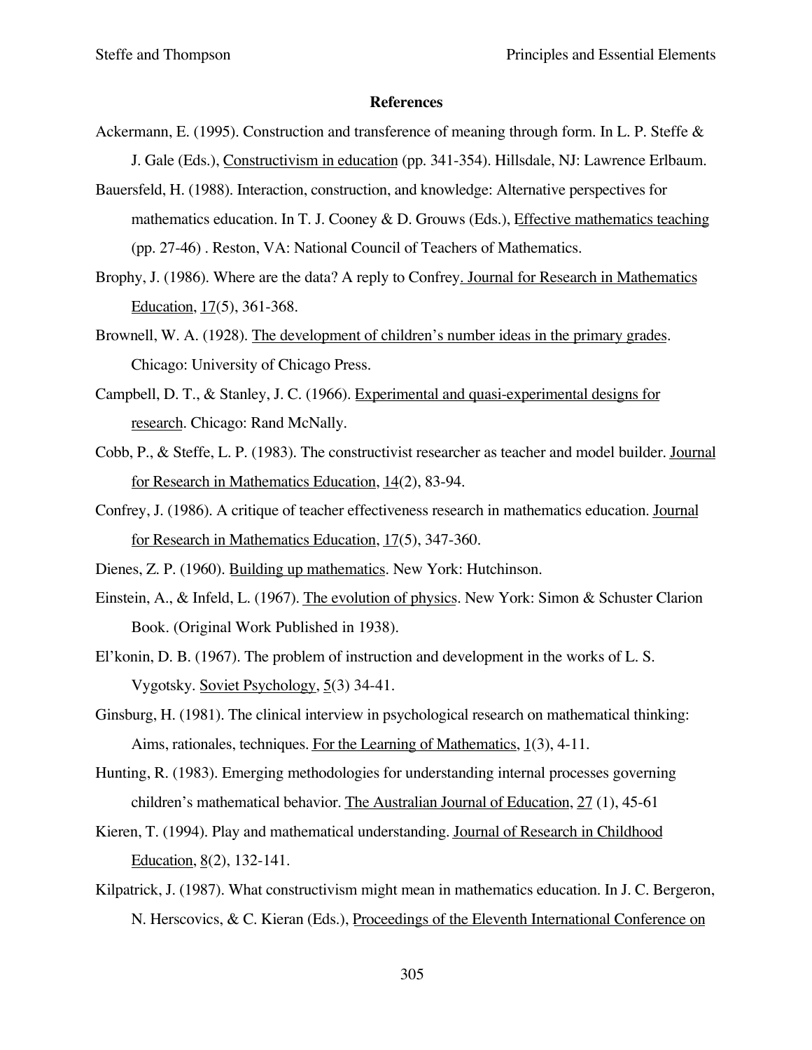## References

Ackermann, E. (1995). Construction and transference of meaning through form. In L. P. Steffe & J. Gale (Eds.), Constructivism in education (pp. 341-354). Hillsdale, NJ: Lawrence Erlbaum.

Bauersfeld, H. (1988). Interaction, construction, and knowledge: Alternative perspectives for mathematics education. In T. J. Cooney & D. Grouws (Eds.), Effective mathematics teaching (pp. 27-46) . Reston, VA: National Council of Teachers of Mathematics.

Brophy, J. (1986). Where are the data? A reply to Confrey. Journal for Research in Mathematics Education, 17(5), 361-368.

Brownell, W. A. (1928). The development of children's number ideas in the primary grades. Chicago: University of Chicago Press.

Campbell, D. T., & Stanley, J. C. (1966). Experimental and quasi-experimental designs for research. Chicago: Rand McNally.

Cobb, P., & Steffe, L. P. (1983). The constructivist researcher as teacher and model builder. Journal for Research in Mathematics Education, 14(2), 83-94.

Confrey, J. (1986). A critique of teacher effectiveness research in mathematics education. Journal for Research in Mathematics Education, 17(5), 347-360.

Dienes, Z. P. (1960). Building up mathematics. New York: Hutchinson.

Einstein, A., & Infeld, L. (1967). The evolution of physics. New York: Simon & Schuster Clarion Book. (Original Work Published in 1938).

El'konin, D. B. (1967). The problem of instruction and development in the works of L. S. Vygotsky. Soviet Psychology, 5(3) 34-41.

Ginsburg, H. (1981). The clinical interview in psychological research on mathematical thinking: Aims, rationales, techniques. For the Learning of Mathematics, 1(3), 4-11.

Hunting, R. (1983). Emerging methodologies for understanding internal processes governing children's mathematical behavior. The Australian Journal of Education, 27 (1), 45-61

Kieren, T. (1994). Play and mathematical understanding. Journal of Research in Childhood Education, 8(2), 132-141.

Kilpatrick, J. (1987). What constructivism might mean in mathematics education. In J. C. Bergeron, N. Herscovics, & C. Kieran (Eds.), Proceedings of the Eleventh International Conference on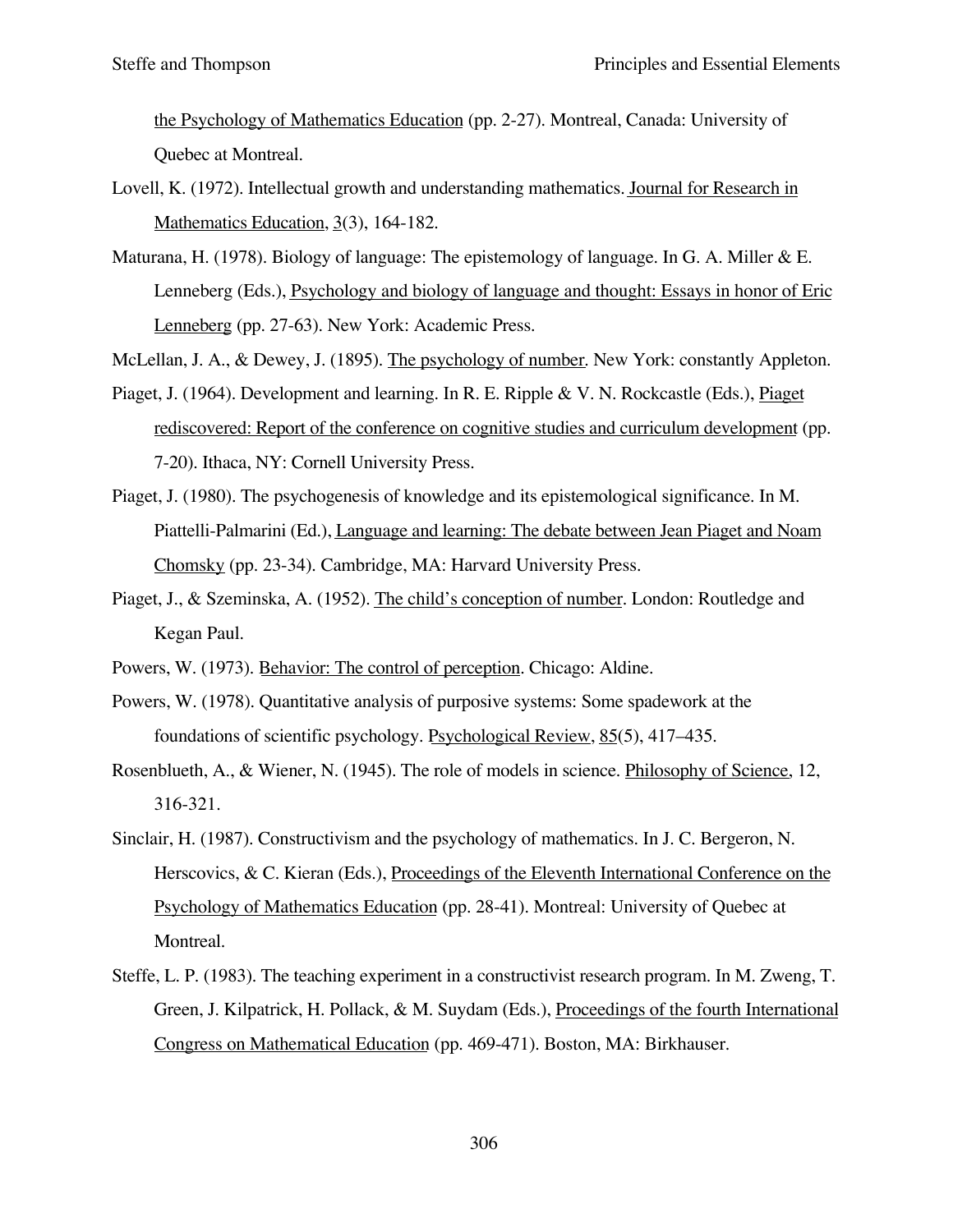the Psychology of Mathematics Education (pp. 2-27). Montreal, Canada: University of Quebec at Montreal.

Lovell, K. (1972). Intellectual growth and understanding mathematics. Journal for Research in Mathematics Education, 3(3), 164-182.

Maturana, H. (1978). Biology of language: The epistemology of language. In G. A. Miller & E. Lenneberg (Eds.), Psychology and biology of language and thought: Essays in honor of Eric Lenneberg (pp. 27-63). New York: Academic Press.

McLellan, J. A., & Dewey, J. (1895). The psychology of number. New York: constantly Appleton.

Piaget, J. (1964). Development and learning. In R. E. Ripple & V. N. Rockcastle (Eds.), Piaget rediscovered: Report of the conference on cognitive studies and curriculum development (pp. 7-20). Ithaca, NY: Cornell University Press.

Piaget, J. (1980). The psychogenesis of knowledge and its epistemological significance. In M. Piattelli-Palmarini (Ed.), Language and learning: The debate between Jean Piaget and Noam Chomsky (pp. 23-34). Cambridge, MA: Harvard University Press.

Piaget, J., & Szeminska, A. (1952). The child's conception of number. London: Routledge and Kegan Paul.

Powers, W. (1973). Behavior: The control of perception. Chicago: Aldine.

Powers, W. (1978). Quantitative analysis of purposive systems: Some spadework at the foundations of scientific psychology. Psychological Review, 85(5), 417–435.

Rosenblueth, A., & Wiener, N. (1945). The role of models in science. Philosophy of Science, 12, 316-321.

Sinclair, H. (1987). Constructivism and the psychology of mathematics. In J. C. Bergeron, N. Herscovics, & C. Kieran (Eds.), Proceedings of the Eleventh International Conference on the Psychology of Mathematics Education (pp. 28-41). Montreal: University of Quebec at Montreal.

Steffe, L. P. (1983). The teaching experiment in a constructivist research program. In M. Zweng, T. Green, J. Kilpatrick, H. Pollack, & M. Suydam (Eds.), Proceedings of the fourth International Congress on Mathematical Education (pp. 469-471). Boston, MA: Birkhauser.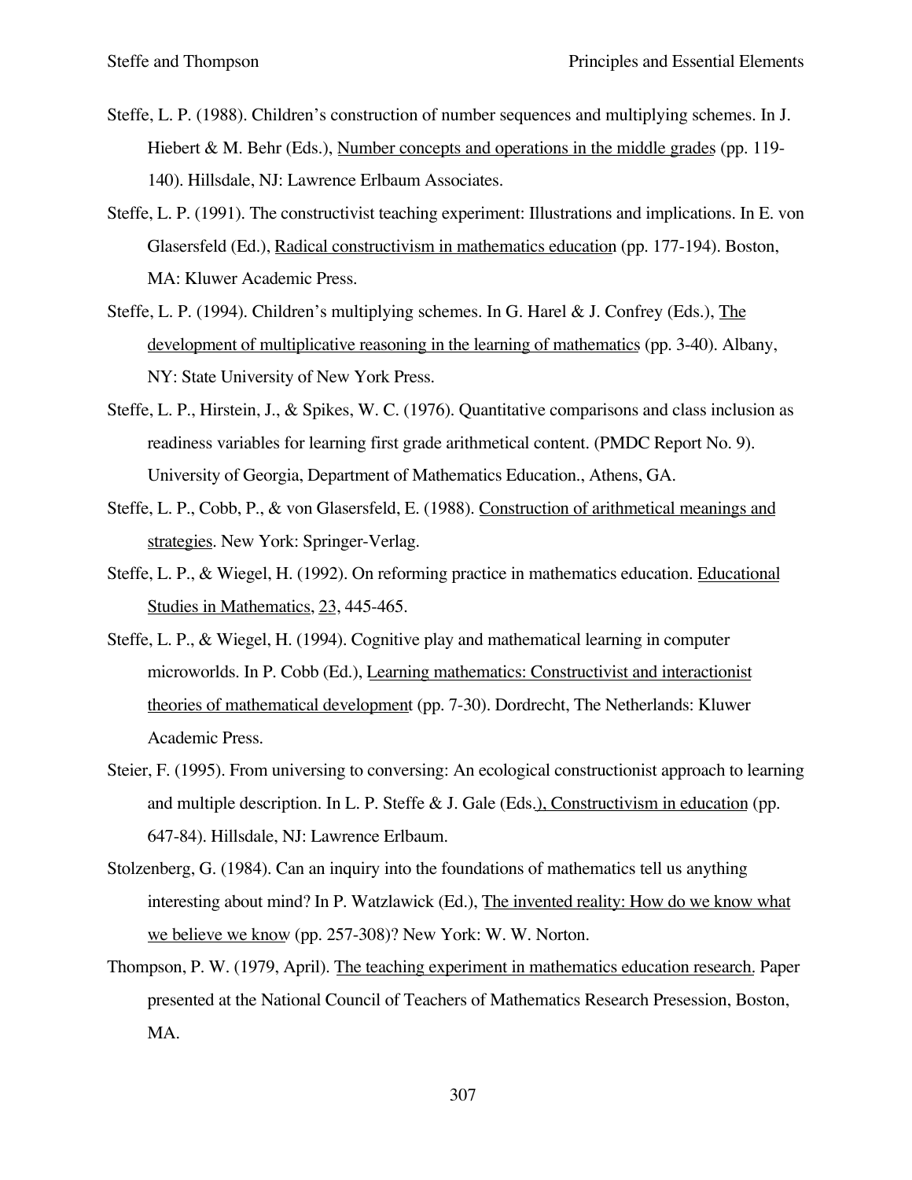Steffe, L. P. (1988). Children's construction of number sequences and multiplying schemes. In J. Hiebert & M. Behr (Eds.), Number concepts and operations in the middle grades (pp. 119-140). Hillsdale, NJ: Lawrence Erlbaum Associates.

Steffe, L. P. (1991). The constructivist teaching experiment: Illustrations and implications. In E. von Glasersfeld (Ed.), Radical constructivism in mathematics education (pp. 177-194). Boston, MA: Kluwer Academic Press.

Steffe, L. P. (1994). Children's multiplying schemes. In G. Harel & J. Confrey (Eds.), The development of multiplicative reasoning in the learning of mathematics (pp. 3-40). Albany, NY: State University of New York Press.

Steffe, L. P., Hirstein, J., & Spikes, W. C. (1976). Quantitative comparisons and class inclusion as readiness variables for learning first grade arithmetical content. (PMDC Report No. 9). University of Georgia, Department of Mathematics Education., Athens, GA.

Steffe, L. P., Cobb, P., & von Glasersfeld, E. (1988). Construction of arithmetical meanings and strategies. New York: Springer-Verlag.

Steffe, L. P., & Wiegel, H. (1992). On reforming practice in mathematics education. Educational Studies in Mathematics, 23, 445-465.

Steffe, L. P., & Wiegel, H. (1994). Cognitive play and mathematical learning in computer microworlds. In P. Cobb (Ed.), Learning mathematics: Constructivist and interactionist theories of mathematical development (pp. 7-30). Dordrecht, The Netherlands: Kluwer Academic Press.

Steier, F. (1995). From universing to conversing: An ecological constructionist approach to learning and multiple description. In L. P. Steffe & J. Gale (Eds.), Constructivism in education (pp. 647-84). Hillsdale, NJ: Lawrence Erlbaum.

Stolzenberg, G. (1984). Can an inquiry into the foundations of mathematics tell us anything interesting about mind? In P. Watzlawick (Ed.), The invented reality: How do we know what we believe we know (pp. 257-308)? New York: W. W. Norton.

Thompson, P. W. (1979, April). The teaching experiment in mathematics education research. Paper presented at the National Council of Teachers of Mathematics Research Presession, Boston, MA.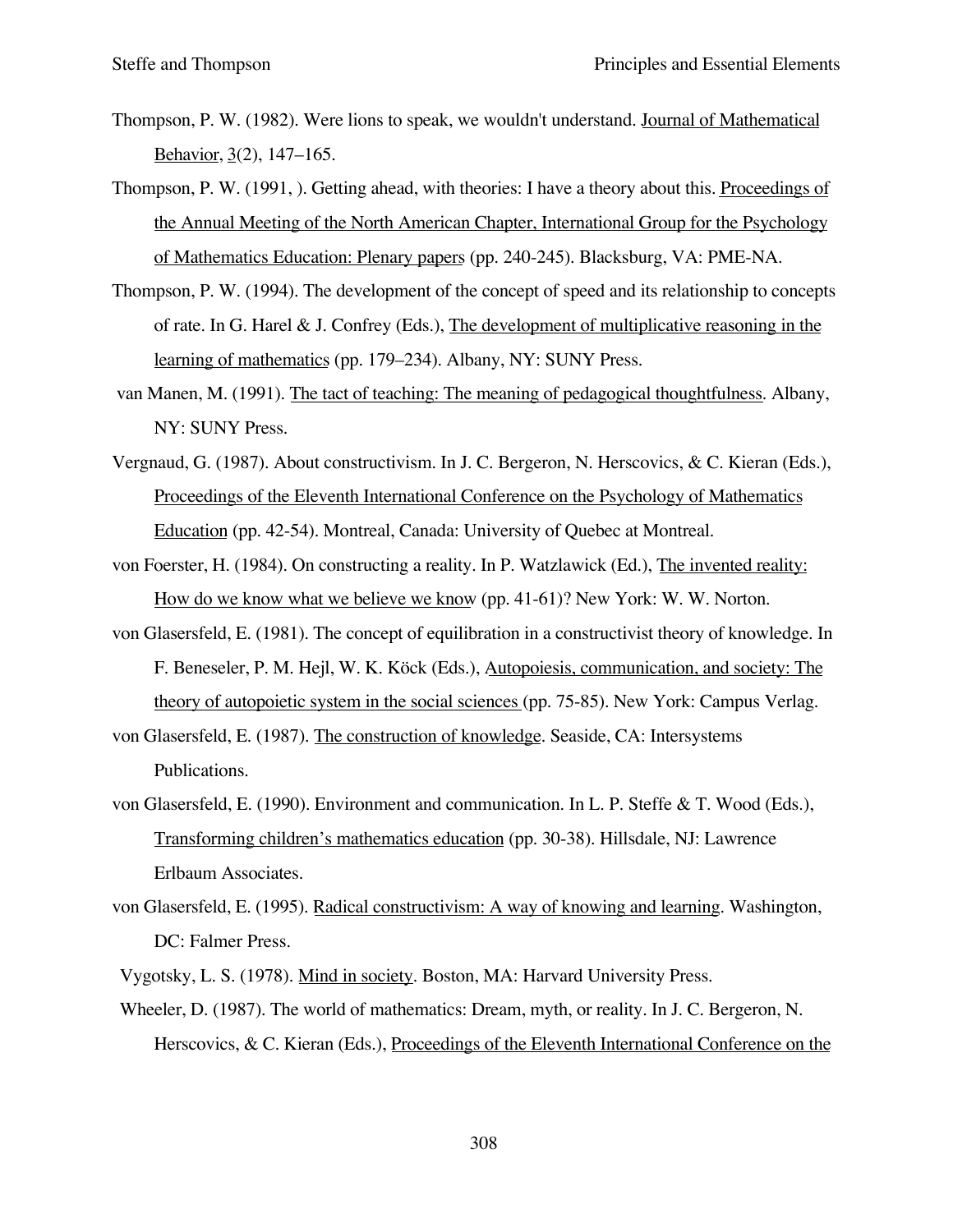Thompson, P. W. (1982). Were lions to speak, we wouldn't understand. Journal of Mathematical Behavior, 3(2), 147–165.

Thompson, P. W. (1991, ). Getting ahead, with theories: I have a theory about this. Proceedings of the Annual Meeting of the North American Chapter, International Group for the Psychology of Mathematics Education: Plenary papers (pp. 240-245). Blacksburg, VA: PME-NA.

Thompson, P. W. (1994). The development of the concept of speed and its relationship to concepts of rate. In G. Harel & J. Confrey (Eds.), The development of multiplicative reasoning in the learning of mathematics (pp. 179–234). Albany, NY: SUNY Press.

van Manen, M. (1991). The tact of teaching: The meaning of pedagogical thoughtfulness. Albany, NY: SUNY Press.

Vergnaud, G. (1987). About constructivism. In J. C. Bergeron, N. Herscovics, & C. Kieran (Eds.), Proceedings of the Eleventh International Conference on the Psychology of Mathematics Education (pp. 42-54). Montreal, Canada: University of Quebec at Montreal.

von Foerster, H. (1984). On constructing a reality. In P. Watzlawick (Ed.), The invented reality: How do we know what we believe we know (pp. 41-61)? New York: W. W. Norton.

von Glasersfeld, E. (1981). The concept of equilibration in a constructivist theory of knowledge. In F. Beneseler, P. M. Hejl, W. K. Köck (Eds.), Autopoiesis, communication, and society: The theory of autopoietic system in the social sciences (pp. 75-85). New York: Campus Verlag.

von Glasersfeld, E. (1987). The construction of knowledge. Seaside, CA: Intersystems Publications.

von Glasersfeld, E. (1990). Environment and communication. In L. P. Steffe & T. Wood (Eds.), Transforming children's mathematics education (pp. 30-38). Hillsdale, NJ: Lawrence Erlbaum Associates.

von Glasersfeld, E. (1995). Radical constructivism: A way of knowing and learning. Washington, DC: Falmer Press.

Vygotsky, L. S. (1978). Mind in society. Boston, MA: Harvard University Press.

Wheeler, D. (1987). The world of mathematics: Dream, myth, or reality. In J. C. Bergeron, N. Herscovics, & C. Kieran (Eds.), Proceedings of the Eleventh International Conference on the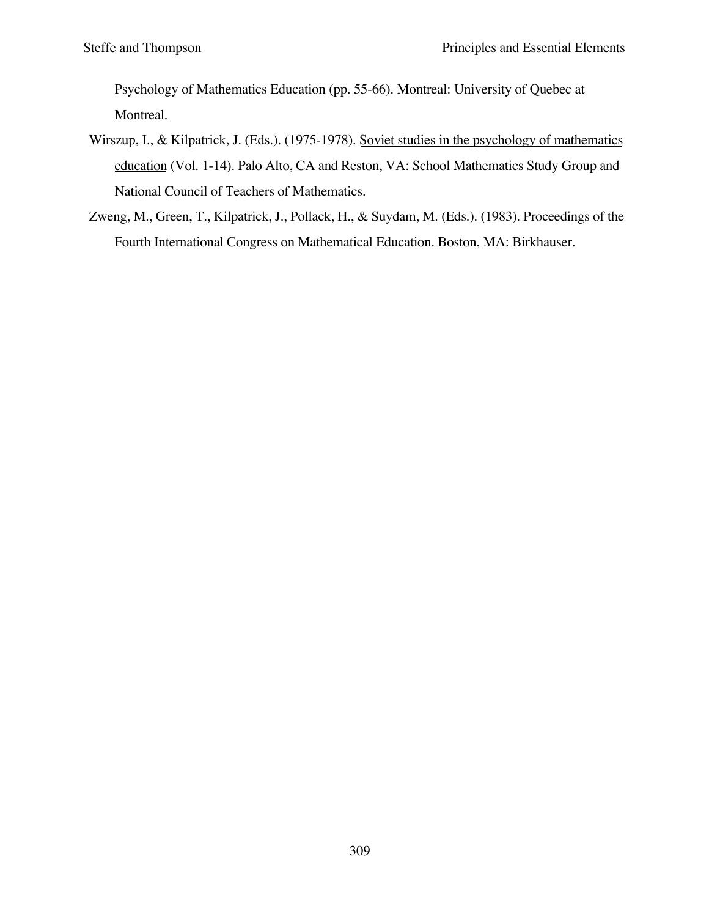Psychology of Mathematics Education (pp. 55-66). Montreal: University of Quebec at Montreal.

Wirszup, I., & Kilpatrick, J. (Eds.). (1975-1978). Soviet studies in the psychology of mathematics education (Vol. 1-14). Palo Alto, CA and Reston, VA: School Mathematics Study Group and National Council of Teachers of Mathematics.

Zweng, M., Green, T., Kilpatrick, J., Pollack, H., & Suydam, M. (Eds.). (1983). Proceedings of the Fourth International Congress on Mathematical Education. Boston, MA: Birkhauser.